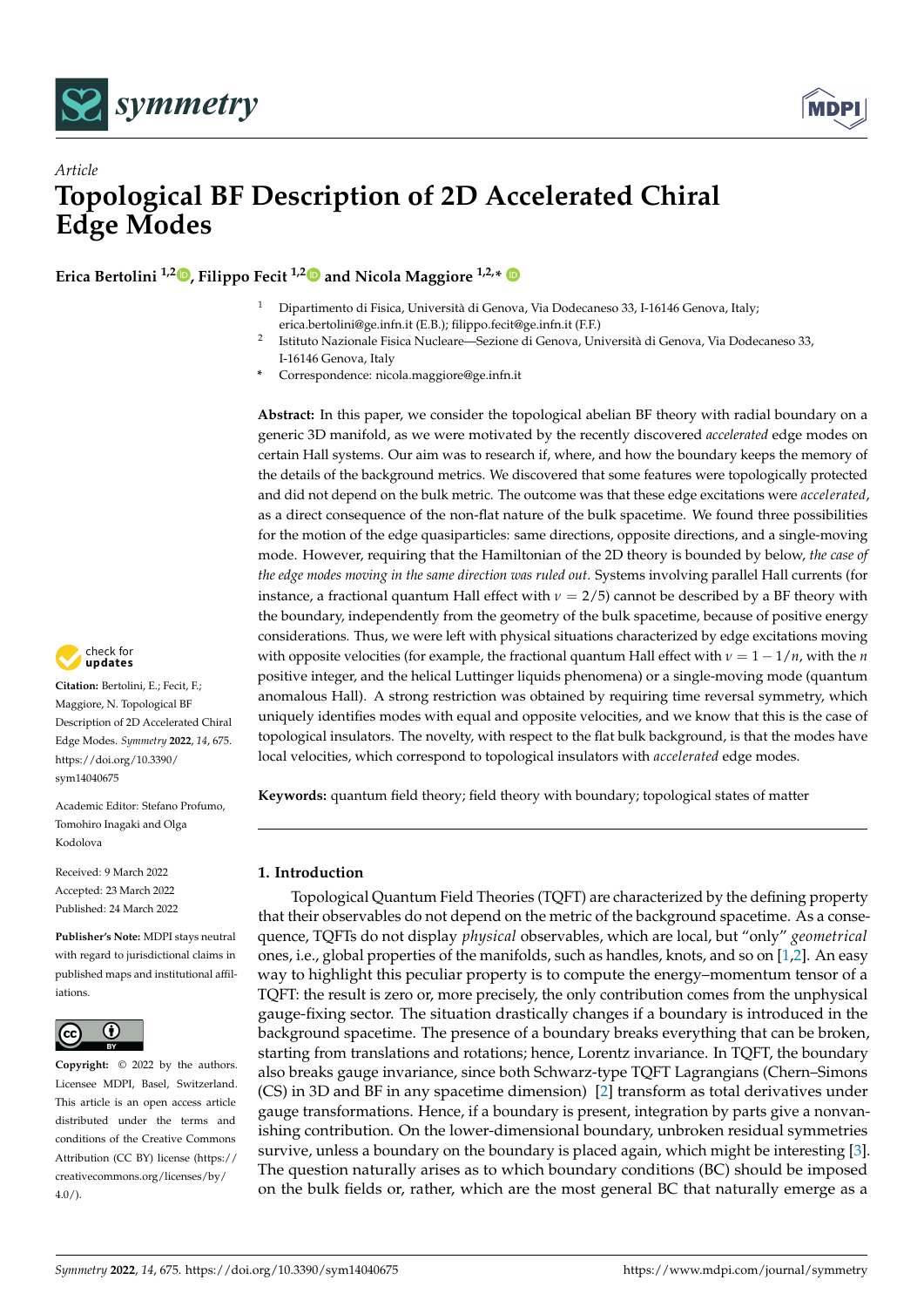*Article*

# Topological BF Description of 2D Accelerated Chiral Edge Modes

**Erica Bertolini [1,2], Filippo Fecit [1,2] and Nicola Maggiore [1,2,*]**

[1] Dipartimento di Fisica, Università di Genova, Via Dodecaneso 33, I-16146 Genova, Italy; erica.bertolini@ge.infn.it (E.B.); filippo.fecit@ge.infn.it (F.F.)

[2] Istituto Nazionale Fisica Nucleare—Sezione di Genova, Università di Genova, Via Dodecaneso 33, I-16146 Genova, Italy

\* Correspondence: nicola.maggiore@ge.infn.it

**Abstract:** In this paper, we consider the topological abelian BF theory with radial boundary on a generic 3D manifold, as we were motivated by the recently discovered *accelerated* edge modes on certain Hall systems. Our aim was to research if, where, and how the boundary keeps the memory of the details of the background metrics. We discovered that some features were topologically protected and did not depend on the bulk metric. The outcome was that these edge excitations were *accelerated*, as a direct consequence of the non-flat nature of the bulk spacetime. We found three possibilities for the motion of the edge quasiparticles: same directions, opposite directions, and a single-moving mode. However, requiring that the Hamiltonian of the 2D theory is bounded by below, *the case of the edge modes moving in the same direction was ruled out*. Systems involving parallel Hall currents (for instance, a fractional quantum Hall effect with $\nu = 2/5$) cannot be described by a BF theory with the boundary, independently from the geometry of the bulk spacetime, because of positive energy considerations. Thus, we were left with physical situations characterized by edge excitations moving with opposite velocities (for example, the fractional quantum Hall effect with $\nu = 1 - 1/n$, with the $n$ positive integer, and the helical Luttinger liquids phenomena) or a single-moving mode (quantum anomalous Hall). A strong restriction was obtained by requiring time reversal symmetry, which uniquely identifies modes with equal and opposite velocities, and we know that this is the case of topological insulators. The novelty, with respect to the flat bulk background, is that the modes have local velocities, which correspond to topological insulators with *accelerated* edge modes.

**Keywords:** quantum field theory; field theory with boundary; topological states of matter

**Citation:** Bertolini, E.; Fecit, F.; Maggiore, N. Topological BF Description of 2D Accelerated Chiral Edge Modes. *Symmetry* **2022**, *14*, 675. https://doi.org/10.3390/sym14040675

Academic Editor: Stefano Profumo, Tomohiro Inagaki and Olga Kodolova

Received: 9 March 2022
Accepted: 23 March 2022
Published: 24 March 2022

**Publisher's Note:** MDPI stays neutral with regard to jurisdictional claims in published maps and institutional affiliations.

**Copyright:** © 2022 by the authors. Licensee MDPI, Basel, Switzerland. This article is an open access article distributed under the terms and conditions of the Creative Commons Attribution (CC BY) license (https://creativecommons.org/licenses/by/4.0/).

## 1. Introduction

Topological Quantum Field Theories (TQFT) are characterized by the defining property that their observables do not depend on the metric of the background spacetime. As a consequence, TQFTs do not display *physical* observables, which are local, but "only" *geometrical* ones, i.e., global properties of the manifolds, such as handles, knots, and so on [1,2]. An easy way to highlight this peculiar property is to compute the energy–momentum tensor of a TQFT: the result is zero or, more precisely, the only contribution comes from the unphysical gauge-fixing sector. The situation drastically changes if a boundary is introduced in the background spacetime. The presence of a boundary breaks everything that can be broken, starting from translations and rotations; hence, Lorentz invariance. In TQFT, the boundary also breaks gauge invariance, since both Schwarz-type TQFT Lagrangians (Chern–Simons (CS) in 3D and BF in any spacetime dimension) [2] transform as total derivatives under gauge transformations. Hence, if a boundary is present, integration by parts give a nonvanishing contribution. On the lower-dimensional boundary, unbroken residual symmetries survive, unless a boundary on the boundary is placed again, which might be interesting [3]. The question naturally arises as to which boundary conditions (BC) should be imposed on the bulk fields or, rather, which are the most general BC that naturally emerge as a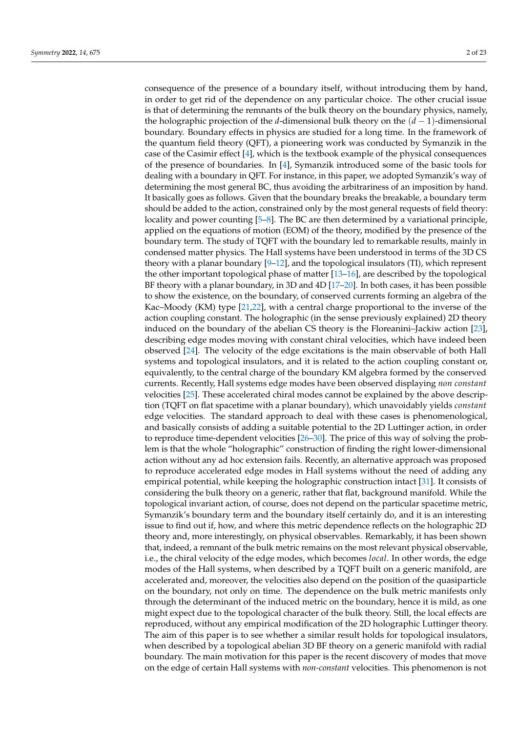consequence of the presence of a boundary itself, without introducing them by hand, in order to get rid of the dependence on any particular choice. The other crucial issue is that of determining the remnants of the bulk theory on the boundary physics, namely, the holographic projection of the $d$-dimensional bulk theory on the $(d-1)$-dimensional boundary. Boundary effects in physics are studied for a long time. In the framework of the quantum field theory (QFT), a pioneering work was conducted by Symanzik in the case of the Casimir effect [4], which is the textbook example of the physical consequences of the presence of boundaries. In [4], Symanzik introduced some of the basic tools for dealing with a boundary in QFT. For instance, in this paper, we adopted Symanzik's way of determining the most general BC, thus avoiding the arbitrariness of an imposition by hand. It basically goes as follows. Given that the boundary breaks the breakable, a boundary term should be added to the action, constrained only by the most general requests of field theory: locality and power counting [5–8]. The BC are then determined by a variational principle, applied on the equations of motion (EOM) of the theory, modified by the presence of the boundary term. The study of TQFT with the boundary led to remarkable results, mainly in condensed matter physics. The Hall systems have been understood in terms of the 3D CS theory with a planar boundary [9–12], and the topological insulators (TI), which represent the other important topological phase of matter [13–16], are described by the topological BF theory with a planar boundary, in 3D and 4D [17–20]. In both cases, it has been possible to show the existence, on the boundary, of conserved currents forming an algebra of the Kac–Moody (KM) type [21,22], with a central charge proportional to the inverse of the action coupling constant. The holographic (in the sense previously explained) 2D theory induced on the boundary of the abelian CS theory is the Floreanini–Jackiw action [23], describing edge modes moving with constant chiral velocities, which have indeed been observed [24]. The velocity of the edge excitations is the main observable of both Hall systems and topological insulators, and it is related to the action coupling constant or, equivalently, to the central charge of the boundary KM algebra formed by the conserved currents. Recently, Hall systems edge modes have been observed displaying *non constant* velocities [25]. These accelerated chiral modes cannot be explained by the above description (TQFT on flat spacetime with a planar boundary), which unavoidably yields *constant* edge velocities. The standard approach to deal with these cases is phenomenological, and basically consists of adding a suitable potential to the 2D Luttinger action, in order to reproduce time-dependent velocities [26–30]. The price of this way of solving the problem is that the whole "holographic" construction of finding the right lower-dimensional action without any ad hoc extension fails. Recently, an alternative approach was proposed to reproduce accelerated edge modes in Hall systems without the need of adding any empirical potential, while keeping the holographic construction intact [31]. It consists of considering the bulk theory on a generic, rather that flat, background manifold. While the topological invariant action, of course, does not depend on the particular spacetime metric, Symanzik's boundary term and the boundary itself certainly do, and it is an interesting issue to find out if, how, and where this metric dependence reflects on the holographic 2D theory and, more interestingly, on physical observables. Remarkably, it has been shown that, indeed, a remnant of the bulk metric remains on the most relevant physical observable, i.e., the chiral velocity of the edge modes, which becomes *local*. In other words, the edge modes of the Hall systems, when described by a TQFT built on a generic manifold, are accelerated and, moreover, the velocities also depend on the position of the quasiparticle on the boundary, not only on time. The dependence on the bulk metric manifests only through the determinant of the induced metric on the boundary, hence it is mild, as one might expect due to the topological character of the bulk theory. Still, the local effects are reproduced, without any empirical modification of the 2D holographic Luttinger theory. The aim of this paper is to see whether a similar result holds for topological insulators, when described by a topological abelian 3D BF theory on a generic manifold with radial boundary. The main motivation for this paper is the recent discovery of modes that move on the edge of certain Hall systems with *non-constant* velocities. This phenomenon is not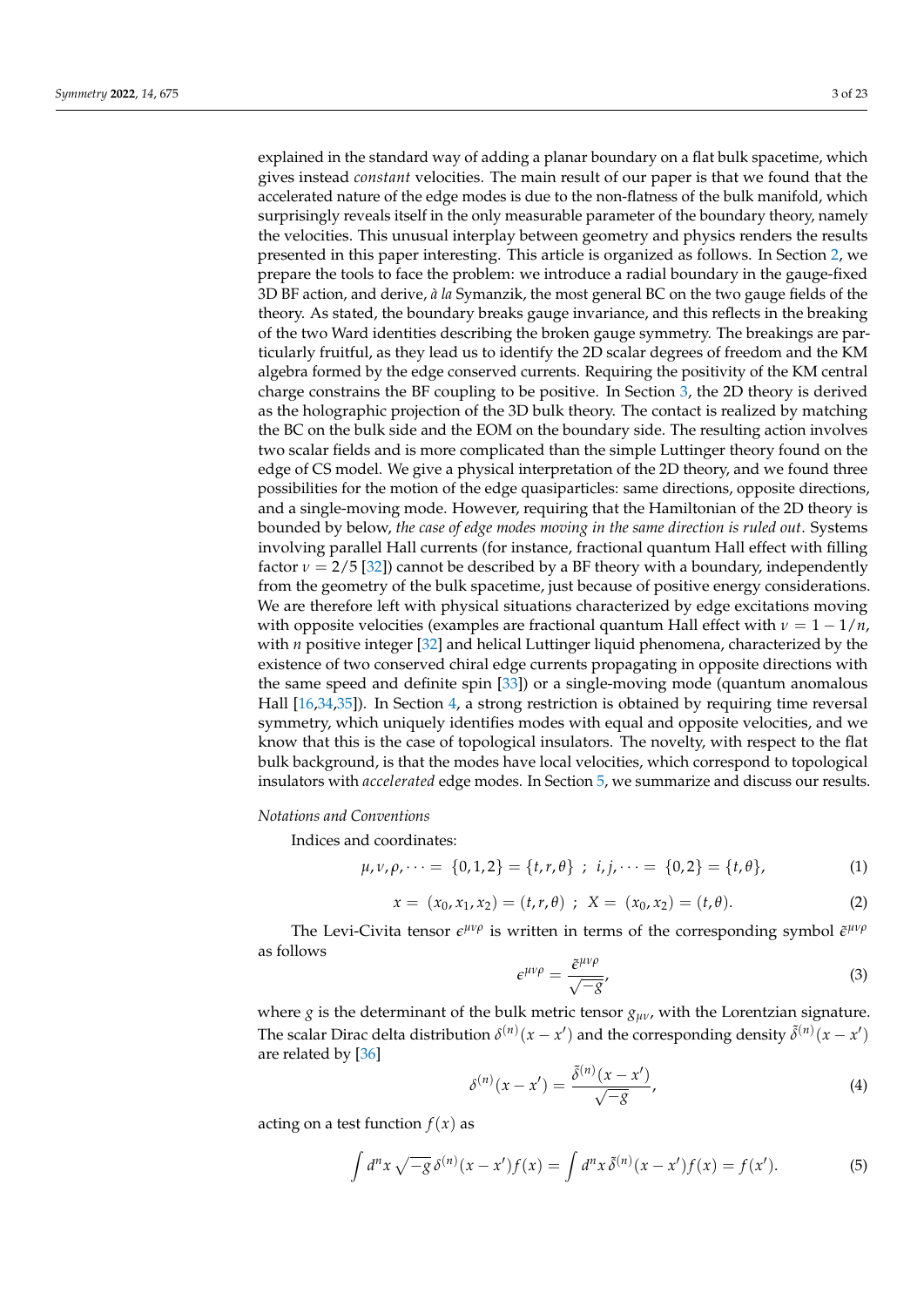explained in the standard way of adding a planar boundary on a flat bulk spacetime, which gives instead *constant* velocities. The main result of our paper is that we found that the accelerated nature of the edge modes is due to the non-flatness of the bulk manifold, which surprisingly reveals itself in the only measurable parameter of the boundary theory, namely the velocities. This unusual interplay between geometry and physics renders the results presented in this paper interesting. This article is organized as follows. In Section 2, we prepare the tools to face the problem: we introduce a radial boundary in the gauge-fixed 3D BF action, and derive, *à la* Symanzik, the most general BC on the two gauge fields of the theory. As stated, the boundary breaks gauge invariance, and this reflects in the breaking of the two Ward identities describing the broken gauge symmetry. The breakings are particularly fruitful, as they lead us to identify the 2D scalar degrees of freedom and the KM algebra formed by the edge conserved currents. Requiring the positivity of the KM central charge constrains the BF coupling to be positive. In Section 3, the 2D theory is derived as the holographic projection of the 3D bulk theory. The contact is realized by matching the BC on the bulk side and the EOM on the boundary side. The resulting action involves two scalar fields and is more complicated than the simple Luttinger theory found on the edge of CS model. We give a physical interpretation of the 2D theory, and we found three possibilities for the motion of the edge quasiparticles: same directions, opposite directions, and a single-moving mode. However, requiring that the Hamiltonian of the 2D theory is bounded by below, *the case of edge modes moving in the same direction is ruled out*. Systems involving parallel Hall currents (for instance, fractional quantum Hall effect with filling factor $\nu = 2/5$ [32]) cannot be described by a BF theory with a boundary, independently from the geometry of the bulk spacetime, just because of positive energy considerations. We are therefore left with physical situations characterized by edge excitations moving with opposite velocities (examples are fractional quantum Hall effect with $\nu = 1 - 1/n$, with $n$ positive integer [32] and helical Luttinger liquid phenomena, characterized by the existence of two conserved chiral edge currents propagating in opposite directions with the same speed and definite spin [33]) or a single-moving mode (quantum anomalous Hall [16,34,35]). In Section 4, a strong restriction is obtained by requiring time reversal symmetry, which uniquely identifies modes with equal and opposite velocities, and we know that this is the case of topological insulators. The novelty, with respect to the flat bulk background, is that the modes have local velocities, which correspond to topological insulators with *accelerated* edge modes. In Section 5, we summarize and discuss our results.

*Notations and Conventions*

Indices and coordinates:

$$\mu, \nu, \rho, \dots = \{0, 1, 2\} = \{t, r, \theta\} \ ; \ i, j, \dots = \{0, 2\} = \{t, \theta\}, \tag{1}$$

$$x = (x_0, x_1, x_2) = (t, r, \theta) \ ; \ X = (x_0, x_2) = (t, \theta). \tag{2}$$

The Levi-Civita tensor $\epsilon^{\mu\nu\rho}$ is written in terms of the corresponding symbol $\tilde{\epsilon}^{\mu\nu\rho}$ as follows

$$\epsilon^{\mu\nu\rho} = \frac{\tilde{\epsilon}^{\mu\nu\rho}}{\sqrt{-g}}, \tag{3}$$

where $g$ is the determinant of the bulk metric tensor $g_{\mu\nu}$, with the Lorentzian signature. The scalar Dirac delta distribution $\delta^{(n)}(x - x')$ and the corresponding density $\tilde{\delta}^{(n)}(x - x')$ are related by [36]

$$\delta^{(n)}(x - x') = \frac{\tilde{\delta}^{(n)}(x - x')}{\sqrt{-g}}, \tag{4}$$

acting on a test function $f(x)$ as

$$\int d^n x \sqrt{-g}\, \delta^{(n)}(x - x') f(x) = \int d^n x\, \tilde{\delta}^{(n)}(x - x') f(x) = f(x'). \tag{5}$$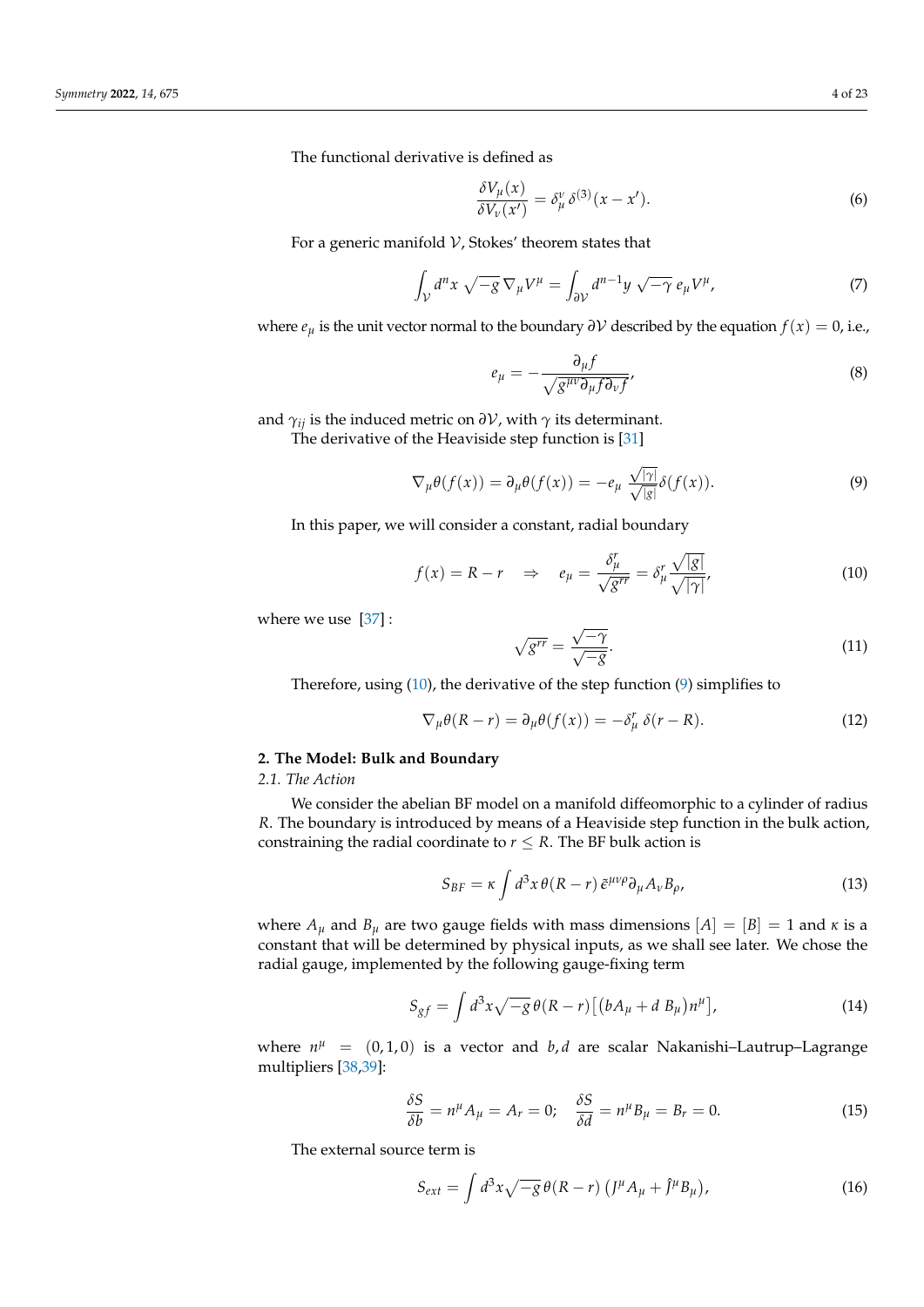The functional derivative is defined as

$$\frac{\delta V_\mu(x)}{\delta V_\nu(x')} = \delta_\mu^\nu \, \delta^{(3)}(x - x'). \tag{6}$$

For a generic manifold $\mathcal{V}$, Stokes' theorem states that

$$\int_{\mathcal{V}} d^n x \, \sqrt{-g} \, \nabla_\mu V^\mu = \int_{\partial\mathcal{V}} d^{n-1} y \, \sqrt{-\gamma} \, e_\mu V^\mu, \tag{7}$$

where $e_\mu$ is the unit vector normal to the boundary $\partial\mathcal{V}$ described by the equation $f(x) = 0$, i.e.,

$$e_\mu = -\frac{\partial_\mu f}{\sqrt{g^{\mu\nu}\partial_\mu f \partial_\nu f}}, \tag{8}$$

and $\gamma_{ij}$ is the induced metric on $\partial\mathcal{V}$, with $\gamma$ its determinant.

The derivative of the Heaviside step function is [31]

$$\nabla_\mu \theta(f(x)) = \partial_\mu \theta(f(x)) = -e_\mu \, \frac{\sqrt{|\gamma|}}{\sqrt{|g|}} \delta(f(x)). \tag{9}$$

In this paper, we will consider a constant, radial boundary

$$f(x) = R - r \quad \Rightarrow \quad e_\mu = \frac{\delta_\mu^r}{\sqrt{g^{rr}}} = \delta_\mu^r \frac{\sqrt{|g|}}{\sqrt{|\gamma|}}, \tag{10}$$

where we use [37] :

$$\sqrt{g^{rr}} = \frac{\sqrt{-\gamma}}{\sqrt{-g}}. \tag{11}$$

Therefore, using (10), the derivative of the step function (9) simplifies to

$$\nabla_\mu \theta(R - r) = \partial_\mu \theta(f(x)) = -\delta_\mu^r \, \delta(r - R). \tag{12}$$

## 2. The Model: Bulk and Boundary

### 2.1. The Action

We consider the abelian BF model on a manifold diffeomorphic to a cylinder of radius $R$. The boundary is introduced by means of a Heaviside step function in the bulk action, constraining the radial coordinate to $r \leq R$. The BF bulk action is

$$S_{BF} = \kappa \int d^3 x \, \theta(R - r) \, \tilde{\epsilon}^{\mu\nu\rho} \partial_\mu A_\nu B_\rho, \tag{13}$$

where $A_\mu$ and $B_\mu$ are two gauge fields with mass dimensions $[A] = [B] = 1$ and $\kappa$ is a constant that will be determined by physical inputs, as we shall see later. We chose the radial gauge, implemented by the following gauge-fixing term

$$S_{gf} = \int d^3 x \sqrt{-g} \, \theta(R - r) \left[ \left( b A_\mu + d \, B_\mu \right) n^\mu \right], \tag{14}$$

where $n^\mu = (0, 1, 0)$ is a vector and $b, d$ are scalar Nakanishi–Lautrup–Lagrange multipliers [38,39]:

$$\frac{\delta S}{\delta b} = n^\mu A_\mu = A_r = 0; \quad \frac{\delta S}{\delta d} = n^\mu B_\mu = B_r = 0. \tag{15}$$

The external source term is

$$S_{ext} = \int d^3 x \sqrt{-g} \, \theta(R - r) \left( J^\mu A_\mu + \hat{J}^\mu B_\mu \right), \tag{16}$$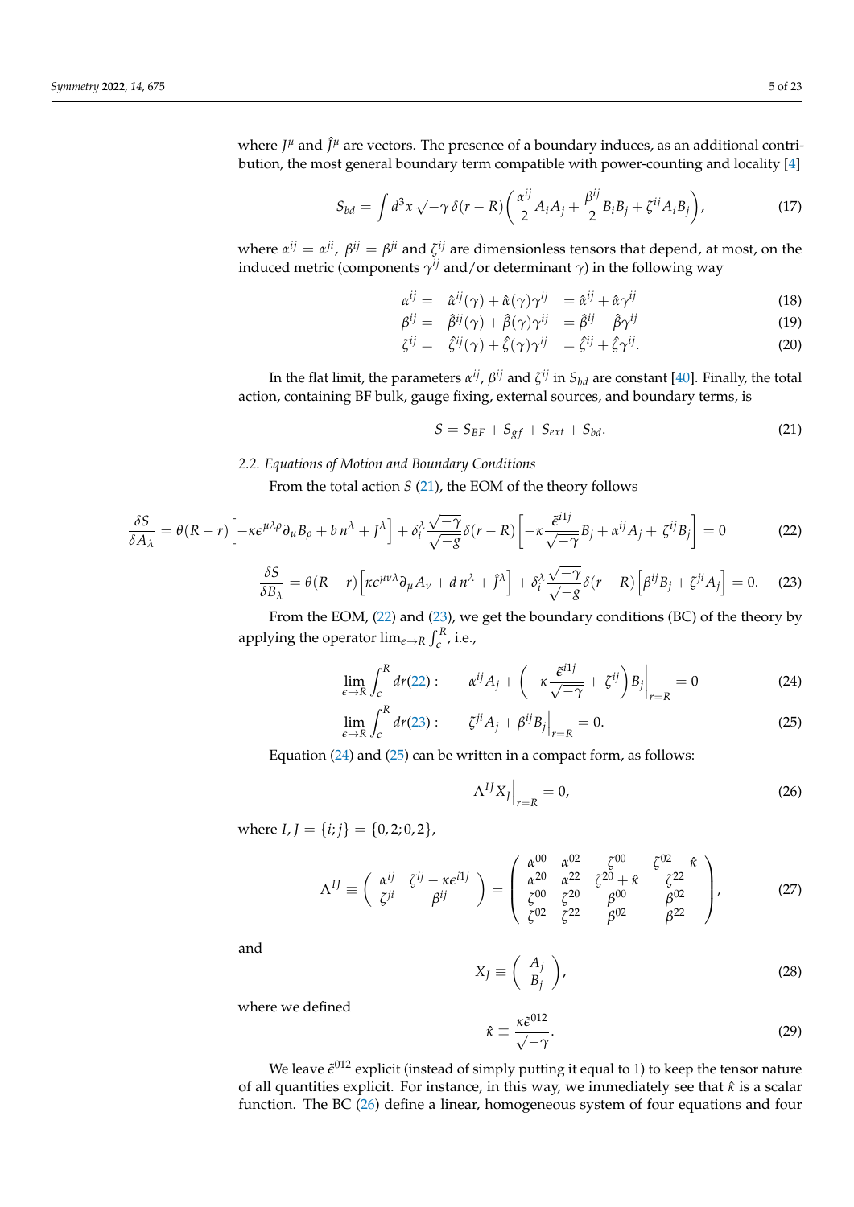where $J^\mu$ and $\hat{J}^\mu$ are vectors. The presence of a boundary induces, as an additional contribution, the most general boundary term compatible with power-counting and locality [4]

$$S_{bd} = \int d^3x \, \sqrt{-\gamma}\, \delta(r-R) \left( \frac{\alpha^{ij}}{2} A_i A_j + \frac{\beta^{ij}}{2} B_i B_j + \zeta^{ij} A_i B_j \right), \tag{17}$$

where $\alpha^{ij} = \alpha^{ji}$, $\beta^{ij} = \beta^{ji}$ and $\zeta^{ij}$ are dimensionless tensors that depend, at most, on the induced metric (components $\gamma^{ij}$ and/or determinant $\gamma$) in the following way

$$\alpha^{ij} = \quad \hat{\alpha}^{ij}(\gamma) + \hat{\alpha}(\gamma)\gamma^{ij} \quad = \hat{\alpha}^{ij} + \hat{\alpha}\gamma^{ij} \tag{18}$$

$$\beta^{ij} = \quad \hat{\beta}^{ij}(\gamma) + \hat{\beta}(\gamma)\gamma^{ij} \quad = \hat{\beta}^{ij} + \hat{\beta}\gamma^{ij} \tag{19}$$

$$\zeta^{ij} = \quad \hat{\zeta}^{ij}(\gamma) + \hat{\zeta}(\gamma)\gamma^{ij} \quad = \hat{\zeta}^{ij} + \hat{\zeta}\gamma^{ij}. \tag{20}$$

In the flat limit, the parameters $\alpha^{ij}$, $\beta^{ij}$ and $\zeta^{ij}$ in $S_{bd}$ are constant [40]. Finally, the total action, containing BF bulk, gauge fixing, external sources, and boundary terms, is

$$S = S_{BF} + S_{gf} + S_{ext} + S_{bd}. \tag{21}$$

### 2.2. Equations of Motion and Boundary Conditions

From the total action $S$ (21), the EOM of the theory follows

$$\frac{\delta S}{\delta A_\lambda} = \theta(R-r)\Big[ -\kappa\epsilon^{\mu\lambda\rho}\partial_\mu B_\rho + b\, n^\lambda + J^\lambda \Big] + \delta_i^\lambda \frac{\sqrt{-\gamma}}{\sqrt{-g}} \delta(r-R) \left[ -\kappa \frac{\tilde{\epsilon}^{i1j}}{\sqrt{-\gamma}} B_j + \alpha^{ij} A_j + \zeta^{ij} B_j \right] = 0 \tag{22}$$

$$\frac{\delta S}{\delta B_\lambda} = \theta(R-r)\Big[ \kappa\epsilon^{\mu\nu\lambda}\partial_\mu A_\nu + d\, n^\lambda + \hat{J}^\lambda \Big] + \delta_i^\lambda \frac{\sqrt{-\gamma}}{\sqrt{-g}} \delta(r-R) \Big[ \beta^{ij} B_j + \zeta^{ji} A_j \Big] = 0. \tag{23}$$

From the EOM, (22) and (23), we get the boundary conditions (BC) of the theory by applying the operator $\lim_{\epsilon \to R} \int_\epsilon^R$, i.e.,

$$\lim_{\epsilon \to R} \int_\epsilon^R dr(22): \qquad \alpha^{ij} A_j + \left( -\kappa \frac{\tilde{\epsilon}^{i1j}}{\sqrt{-\gamma}} + \zeta^{ij} \right) B_j \Big|_{r=R} = 0 \tag{24}$$

$$\lim_{\epsilon \to R} \int_\epsilon^R dr(23): \qquad \zeta^{ji} A_j + \beta^{ij} B_j \Big|_{r=R} = 0. \tag{25}$$

Equation (24) and (25) can be written in a compact form, as follows:

$$\Lambda^{IJ} X_J \Big|_{r=R} = 0, \tag{26}$$

where $I, J = \{i; j\} = \{0,2; 0,2\}$,

$$\Lambda^{IJ} \equiv \begin{pmatrix} \alpha^{ij} & \zeta^{ij} - \kappa\epsilon^{i1j} \\ \zeta^{ji} & \beta^{ij} \end{pmatrix} = \begin{pmatrix} \alpha^{00} & \alpha^{02} & \zeta^{00} & \zeta^{02} - \hat{\kappa} \\ \alpha^{20} & \alpha^{22} & \zeta^{20} + \hat{\kappa} & \zeta^{22} \\ \zeta^{00} & \zeta^{20} & \beta^{00} & \beta^{02} \\ \zeta^{02} & \zeta^{22} & \beta^{02} & \beta^{22} \end{pmatrix}, \tag{27}$$

and

$$X_J \equiv \begin{pmatrix} A_j \\ B_j \end{pmatrix}, \tag{28}$$

where we defined

$$\hat{\kappa} \equiv \frac{\kappa \tilde{\epsilon}^{012}}{\sqrt{-\gamma}}. \tag{29}$$

We leave $\tilde{\epsilon}^{012}$ explicit (instead of simply putting it equal to 1) to keep the tensor nature of all quantities explicit. For instance, in this way, we immediately see that $\hat{\kappa}$ is a scalar function. The BC (26) define a linear, homogeneous system of four equations and four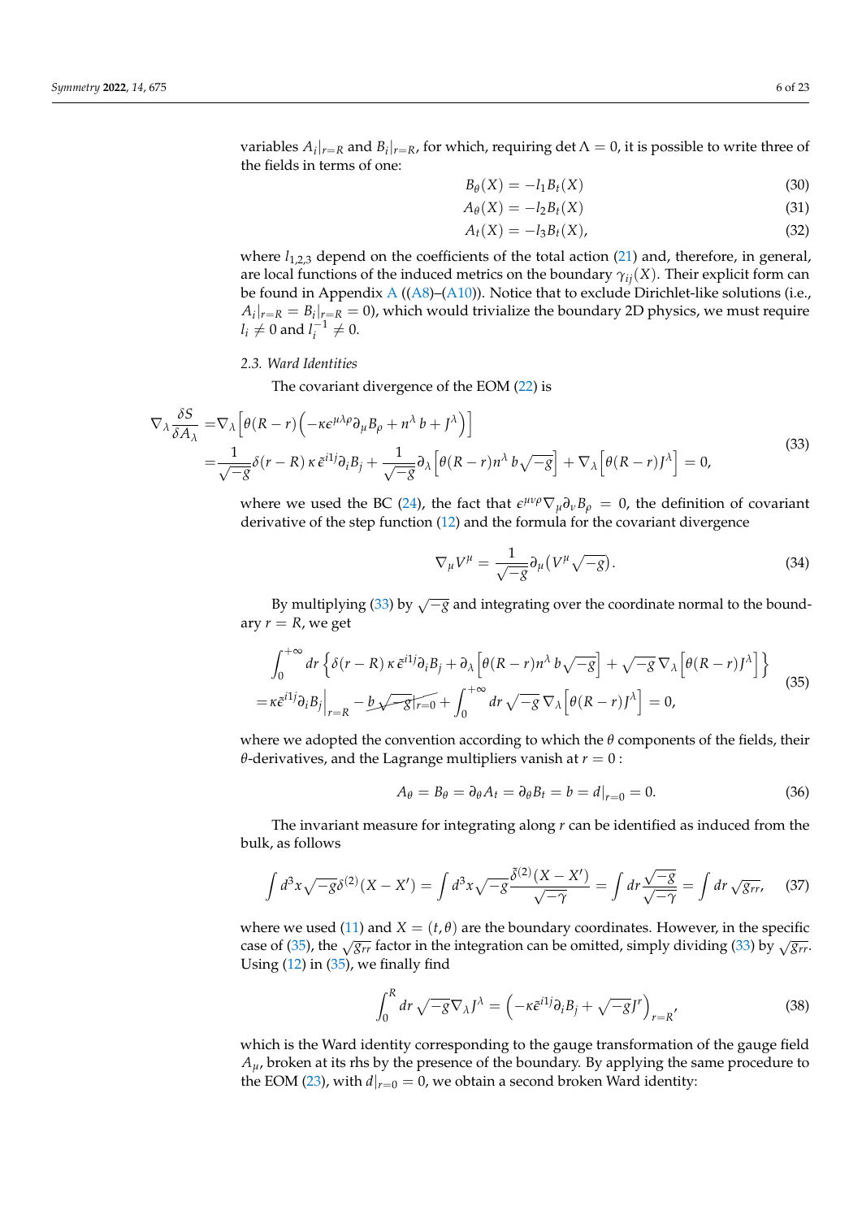variables $A_i|_{r=R}$ and $B_i|_{r=R}$, for which, requiring $\det \Lambda = 0$, it is possible to write three of the fields in terms of one:

$$B_\theta(X) = -l_1 B_t(X) \tag{30}$$

$$A_\theta(X) = -l_2 B_t(X) \tag{31}$$

$$A_t(X) = -l_3 B_t(X), \tag{32}$$

where $l_{1,2,3}$ depend on the coefficients of the total action (21) and, therefore, in general, are local functions of the induced metrics on the boundary $\gamma_{ij}(X)$. Their explicit form can be found in Appendix A ((A8)–(A10)). Notice that to exclude Dirichlet-like solutions (i.e., $A_i|_{r=R} = B_i|_{r=R} = 0$), which would trivialize the boundary 2D physics, we must require $l_i \neq 0$ and $l_i^{-1} \neq 0$.

### 2.3. Ward Identities

The covariant divergence of the EOM (22) is

$$\begin{aligned}\nabla_\lambda \frac{\delta S}{\delta A_\lambda} =& \nabla_\lambda \Big[\theta(R-r)\Big(-\kappa\epsilon^{\mu\lambda\rho}\partial_\mu B_\rho + n^\lambda\, b + J^\lambda\Big)\Big] \\ =& \frac{1}{\sqrt{-g}}\delta(r-R)\,\kappa\,\tilde{\epsilon}^{i1j}\partial_i B_j + \frac{1}{\sqrt{-g}}\partial_\lambda\Big[\theta(R-r)n^\lambda\, b\sqrt{-g}\Big] + \nabla_\lambda\Big[\theta(R-r)J^\lambda\Big] = 0,\end{aligned} \tag{33}$$

where we used the BC (24), the fact that $\epsilon^{\mu\nu\rho}\nabla_\mu\partial_\nu B_\rho = 0$, the definition of covariant derivative of the step function (12) and the formula for the covariant divergence

$$\nabla_\mu V^\mu = \frac{1}{\sqrt{-g}}\partial_\mu\big(V^\mu\sqrt{-g}\big). \tag{34}$$

By multiplying (33) by $\sqrt{-g}$ and integrating over the coordinate normal to the boundary $r = R$, we get

$$\begin{aligned}&\int_0^{+\infty} dr\,\Big\{\delta(r-R)\,\kappa\,\tilde{\epsilon}^{i1j}\partial_i B_j + \partial_\lambda\Big[\theta(R-r)n^\lambda\, b\sqrt{-g}\Big] + \sqrt{-g}\,\nabla_\lambda\Big[\theta(R-r)J^\lambda\Big]\Big\} \\ =& \kappa\tilde{\epsilon}^{i1j}\partial_i B_j\Big|_{r=R} - \cancel{b\sqrt{-g}|_{r=0}} + \int_0^{+\infty} dr\,\sqrt{-g}\,\nabla_\lambda\Big[\theta(R-r)J^\lambda\Big] = 0,\end{aligned} \tag{35}$$

where we adopted the convention according to which the $\theta$ components of the fields, their $\theta$-derivatives, and the Lagrange multipliers vanish at $r = 0$ :

$$A_\theta = B_\theta = \partial_\theta A_t = \partial_\theta B_t = b = d|_{r=0} = 0. \tag{36}$$

The invariant measure for integrating along $r$ can be identified as induced from the bulk, as follows

$$\int d^3x\sqrt{-g}\delta^{(2)}(X-X') = \int d^3x\sqrt{-g}\frac{\tilde{\delta}^{(2)}(X-X')}{\sqrt{-\gamma}} = \int dr\frac{\sqrt{-g}}{\sqrt{-\gamma}} = \int dr\,\sqrt{g_{rr}}, \tag{37}$$

where we used (11) and $X = (t,\theta)$ are the boundary coordinates. However, in the specific case of (35), the $\sqrt{g_{rr}}$ factor in the integration can be omitted, simply dividing (33) by $\sqrt{g_{rr}}$. Using (12) in (35), we finally find

$$\int_0^R dr\,\sqrt{-g}\nabla_\lambda J^\lambda = \Big(-\kappa\tilde{\epsilon}^{i1j}\partial_i B_j + \sqrt{-g}J^r\Big)_{r=R}, \tag{38}$$

which is the Ward identity corresponding to the gauge transformation of the gauge field $A_\mu$, broken at its rhs by the presence of the boundary. By applying the same procedure to the EOM (23), with $d|_{r=0} = 0$, we obtain a second broken Ward identity: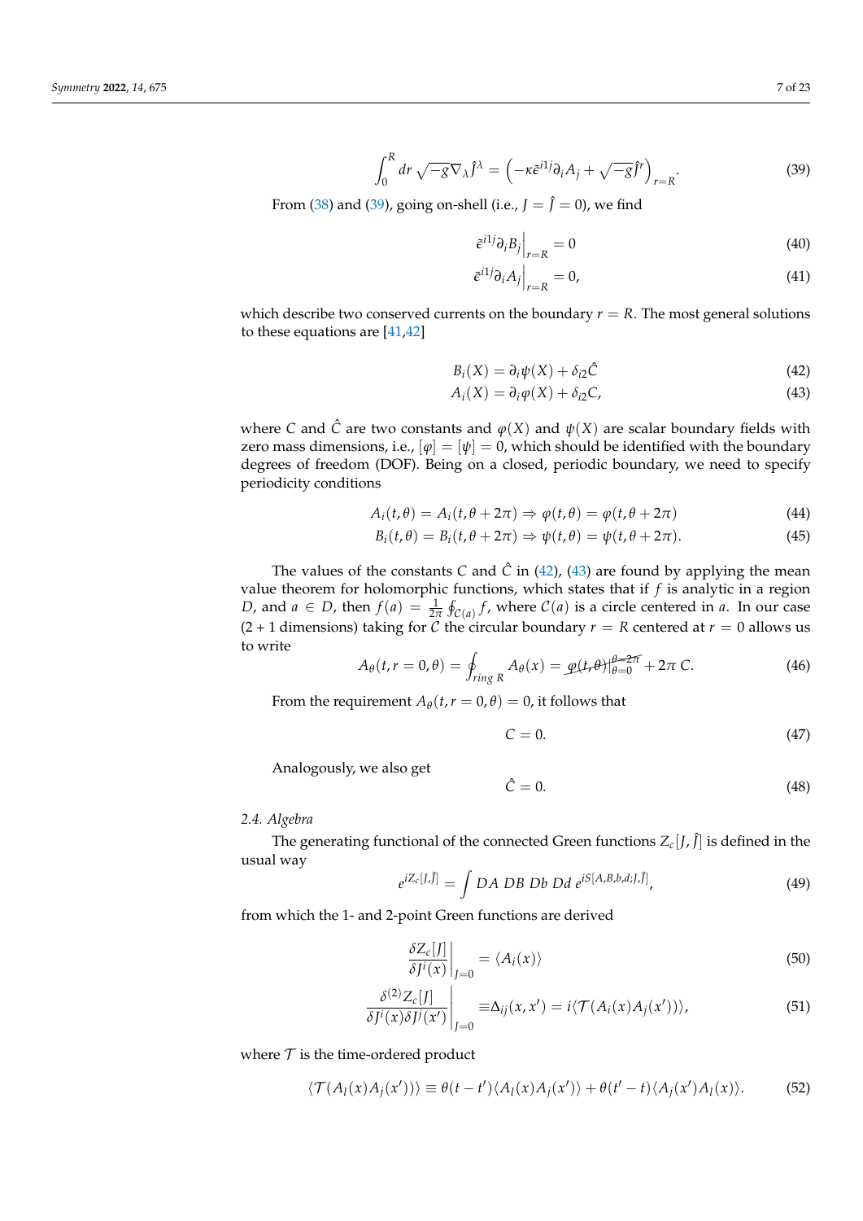$$\int_0^R dr\,\sqrt{-g}\nabla_\lambda \hat{J}^\lambda = \left(-\kappa\tilde{\epsilon}^{i1j}\partial_i A_j + \sqrt{-g}\hat{J}^r\right)_{r=R}. \tag{39}$$

From (38) and (39), going on-shell (i.e., $J = \hat{J} = 0$), we find

$$\tilde{\epsilon}^{i1j}\partial_i B_j\Big|_{r=R} = 0 \tag{40}$$

$$\tilde{\epsilon}^{i1j}\partial_i A_j\Big|_{r=R} = 0, \tag{41}$$

which describe two conserved currents on the boundary $r = R$. The most general solutions to these equations are [41,42]

$$B_i(X) = \partial_i\psi(X) + \delta_{i2}\hat{C} \tag{42}$$

$$A_i(X) = \partial_i\varphi(X) + \delta_{i2}C, \tag{43}$$

where $C$ and $\hat{C}$ are two constants and $\varphi(X)$ and $\psi(X)$ are scalar boundary fields with zero mass dimensions, i.e., $[\varphi] = [\psi] = 0$, which should be identified with the boundary degrees of freedom (DOF). Being on a closed, periodic boundary, we need to specify periodicity conditions

$$A_i(t,\theta) = A_i(t,\theta + 2\pi) \Rightarrow \varphi(t,\theta) = \varphi(t,\theta + 2\pi) \tag{44}$$

$$B_i(t,\theta) = B_i(t,\theta + 2\pi) \Rightarrow \psi(t,\theta) = \psi(t,\theta + 2\pi). \tag{45}$$

The values of the constants $C$ and $\hat{C}$ in (42), (43) are found by applying the mean value theorem for holomorphic functions, which states that if $f$ is analytic in a region $D$, and $a \in D$, then $f(a) = \frac{1}{2\pi}\oint_{\mathcal{C}(a)} f$, where $\mathcal{C}(a)$ is a circle centered in $a$. In our case (2 + 1 dimensions) taking for $\mathcal{C}$ the circular boundary $r = R$ centered at $r = 0$ allows us to write

$$A_\theta(t, r=0, \theta) = \oint_{ring\ R} A_\theta(x) = \cancel{\varphi(t,\theta)|_{\theta=0}^{\theta=2\pi}} + 2\pi\, C. \tag{46}$$

From the requirement $A_\theta(t, r=0, \theta) = 0$, it follows that

$$C = 0. \tag{47}$$

Analogously, we also get

$$\hat{C} = 0. \tag{48}$$

### 2.4. Algebra

The generating functional of the connected Green functions $Z_c[J,\hat{J}]$ is defined in the usual way

$$e^{iZ_c[J,\hat{J}]} = \int DA\; DB\; Db\; Dd\; e^{iS[A,B,b,d;J,\hat{J}]}, \tag{49}$$

from which the 1- and 2-point Green functions are derived

$$\left.\frac{\delta Z_c[J]}{\delta J^i(x)}\right|_{J=0} = \langle A_i(x)\rangle \tag{50}$$

$$\left.\frac{\delta^{(2)} Z_c[J]}{\delta J^i(x)\delta J^j(x')}\right|_{J=0} \equiv \Delta_{ij}(x,x') = i\langle\mathcal{T}(A_i(x)A_j(x'))\rangle, \tag{51}$$

where $\mathcal{T}$ is the time-ordered product

$$\langle\mathcal{T}(A_l(x)A_j(x'))\rangle \equiv \theta(t-t')\langle A_l(x)A_j(x')\rangle + \theta(t'-t)\langle A_j(x')A_l(x)\rangle. \tag{52}$$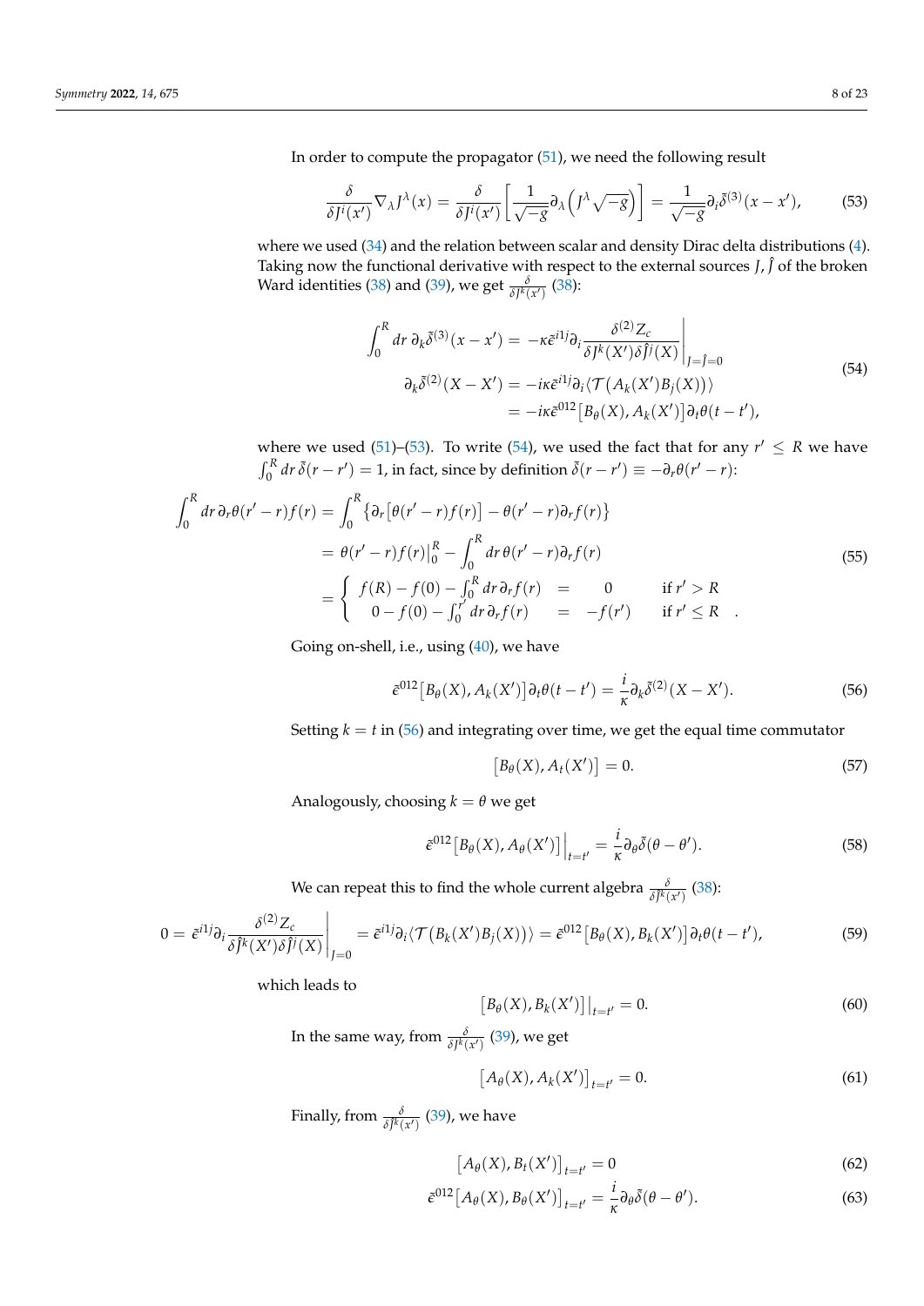In order to compute the propagator (51), we need the following result

$$\frac{\delta}{\delta J^i(x')}\nabla_\lambda J^\lambda(x) = \frac{\delta}{\delta J^i(x')}\left[\frac{1}{\sqrt{-g}}\partial_\lambda\left(J^\lambda\sqrt{-g}\right)\right] = \frac{1}{\sqrt{-g}}\partial_i\tilde{\delta}^{(3)}(x-x'), \tag{53}$$

where we used (34) and the relation between scalar and density Dirac delta distributions (4). Taking now the functional derivative with respect to the external sources $J, \hat{J}$ of the broken Ward identities (38) and (39), we get $\frac{\delta}{\delta J^k(x')}$ (38):

$$\begin{aligned}
\int_0^R dr\, \partial_k\tilde{\delta}^{(3)}(x-x') &= -\kappa\tilde{\epsilon}^{i1j}\partial_i \left.\frac{\delta^{(2)}Z_c}{\delta J^k(X')\delta\hat{J}^j(X)}\right|_{J=\hat{J}=0} \\
\partial_k\tilde{\delta}^{(2)}(X-X') &= -i\kappa\tilde{\epsilon}^{i1j}\partial_i\langle\mathcal{T}\big(A_k(X')B_j(X)\big)\rangle \\
&= -i\kappa\tilde{\epsilon}^{012}\big[B_\theta(X), A_k(X')\big]\partial_t\theta(t-t'),
\end{aligned} \tag{54}$$

where we used (51)–(53). To write (54), we used the fact that for any $r' \leq R$ we have $\int_0^R dr\,\tilde{\delta}(r-r') = 1$, in fact, since by definition $\tilde{\delta}(r-r') \equiv -\partial_r\theta(r'-r)$:

$$\begin{aligned}
\int_0^R dr\,\partial_r\theta(r'-r)f(r) &= \int_0^R \big\{\partial_r\big[\theta(r'-r)f(r)\big] - \theta(r'-r)\partial_r f(r)\big\} \\
&= \theta(r'-r)f(r)\big|_0^R - \int_0^R dr\,\theta(r'-r)\partial_r f(r) \\
&= \begin{cases} f(R) - f(0) - \int_0^R dr\,\partial_r f(r) &= \quad 0 \qquad \text{if } r' > R \\ 0 - f(0) - \int_0^{r'} dr\,\partial_r f(r) &= \; -f(r') \qquad \text{if } r' \leq R \end{cases} .
\end{aligned} \tag{55}$$

Going on-shell, i.e., using (40), we have

$$\tilde{\epsilon}^{012}\big[B_\theta(X), A_k(X')\big]\partial_t\theta(t-t') = \frac{i}{\kappa}\partial_k\tilde{\delta}^{(2)}(X-X'). \tag{56}$$

Setting $k = t$ in (56) and integrating over time, we get the equal time commutator

$$\big[B_\theta(X), A_t(X')\big] = 0. \tag{57}$$

Analogously, choosing $k = \theta$ we get

$$\tilde{\epsilon}^{012}\big[B_\theta(X), A_\theta(X')\big]\Big|_{t=t'} = \frac{i}{\kappa}\partial_\theta\tilde{\delta}(\theta-\theta'). \tag{58}$$

We can repeat this to find the whole current algebra $\frac{\delta}{\delta\hat{J}^k(x')}$ (38):

$$0 = \tilde{\epsilon}^{i1j}\partial_i\left.\frac{\delta^{(2)}Z_c}{\delta\hat{J}^k(X')\delta\hat{J}^j(X)}\right|_{J=0} = \tilde{\epsilon}^{i1j}\partial_i\langle\mathcal{T}\big(B_k(X')B_j(X)\big)\rangle = \tilde{\epsilon}^{012}\big[B_\theta(X), B_k(X')\big]\partial_t\theta(t-t'), \tag{59}$$

which leads to

$$\big[B_\theta(X), B_k(X')\big]\big|_{t=t'} = 0. \tag{60}$$

In the same way, from $\frac{\delta}{\delta J^k(x')}$ (39), we get

$$\big[A_\theta(X), A_k(X')\big]_{t=t'} = 0. \tag{61}$$

Finally, from $\frac{\delta}{\delta\hat{J}^k(x')}$ (39), we have

$$\big[A_\theta(X), B_t(X')\big]_{t=t'} = 0 \tag{62}$$

$$\tilde{\epsilon}^{012}\big[A_\theta(X), B_\theta(X')\big]_{t=t'} = \frac{i}{\kappa}\partial_\theta\tilde{\delta}(\theta-\theta'). \tag{63}$$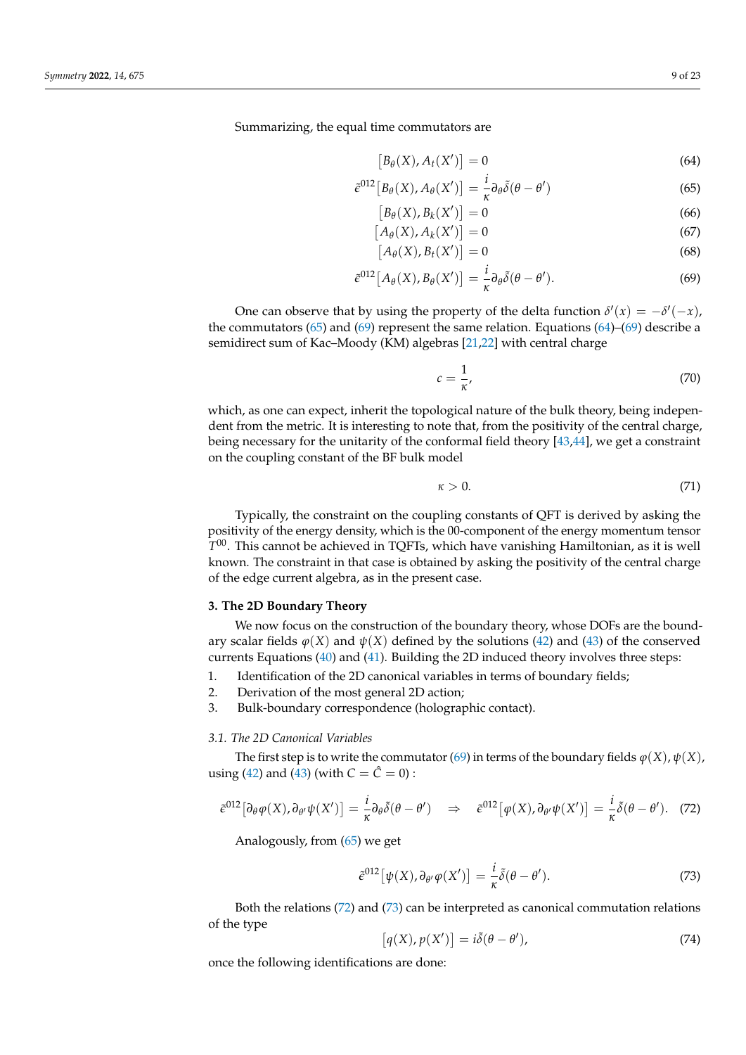Summarizing, the equal time commutators are

$$\left[B_\theta(X), A_t(X')\right] = 0 \tag{64}$$

$$\tilde{\epsilon}^{012}\left[B_\theta(X), A_\theta(X')\right] = \frac{i}{\kappa}\partial_\theta\tilde{\delta}(\theta-\theta') \tag{65}$$

$$\left[B_\theta(X), B_k(X')\right] = 0 \tag{66}$$

$$\left[A_\theta(X), A_k(X')\right] = 0 \tag{67}$$

$$\left[A_\theta(X), B_t(X')\right] = 0 \tag{68}$$

$$\tilde{\epsilon}^{012}\left[A_\theta(X), B_\theta(X')\right] = \frac{i}{\kappa}\partial_\theta\tilde{\delta}(\theta-\theta'). \tag{69}$$

One can observe that by using the property of the delta function $\delta'(x) = -\delta'(-x)$, the commutators (65) and (69) represent the same relation. Equations (64)–(69) describe a semidirect sum of Kac–Moody (KM) algebras [21,22] with central charge

$$c = \frac{1}{\kappa}, \tag{70}$$

which, as one can expect, inherit the topological nature of the bulk theory, being independent from the metric. It is interesting to note that, from the positivity of the central charge, being necessary for the unitarity of the conformal field theory [43,44], we get a constraint on the coupling constant of the BF bulk model

$$\kappa > 0. \tag{71}$$

Typically, the constraint on the coupling constants of QFT is derived by asking the positivity of the energy density, which is the 00-component of the energy momentum tensor $T^{00}$. This cannot be achieved in TQFTs, which have vanishing Hamiltonian, as it is well known. The constraint in that case is obtained by asking the positivity of the central charge of the edge current algebra, as in the present case.

## 3. The 2D Boundary Theory

We now focus on the construction of the boundary theory, whose DOFs are the boundary scalar fields $\varphi(X)$ and $\psi(X)$ defined by the solutions (42) and (43) of the conserved currents Equations (40) and (41). Building the 2D induced theory involves three steps:

1. Identification of the 2D canonical variables in terms of boundary fields;
2. Derivation of the most general 2D action;
3. Bulk-boundary correspondence (holographic contact).

### *3.1. The 2D Canonical Variables*

The first step is to write the commutator (69) in terms of the boundary fields $\varphi(X), \psi(X)$, using (42) and (43) (with $C = \hat{C} = 0$) :

$$\tilde{\epsilon}^{012}\left[\partial_\theta\varphi(X), \partial_{\theta'}\psi(X')\right] = \frac{i}{\kappa}\partial_\theta\tilde{\delta}(\theta-\theta') \quad \Rightarrow \quad \tilde{\epsilon}^{012}\left[\varphi(X), \partial_{\theta'}\psi(X')\right] = \frac{i}{\kappa}\tilde{\delta}(\theta-\theta'). \tag{72}$$

Analogously, from (65) we get

$$\tilde{\epsilon}^{012}\left[\psi(X), \partial_{\theta'}\varphi(X')\right] = \frac{i}{\kappa}\tilde{\delta}(\theta-\theta'). \tag{73}$$

Both the relations (72) and (73) can be interpreted as canonical commutation relations of the type

$$\left[q(X), p(X')\right] = i\tilde{\delta}(\theta-\theta'), \tag{74}$$

once the following identifications are done: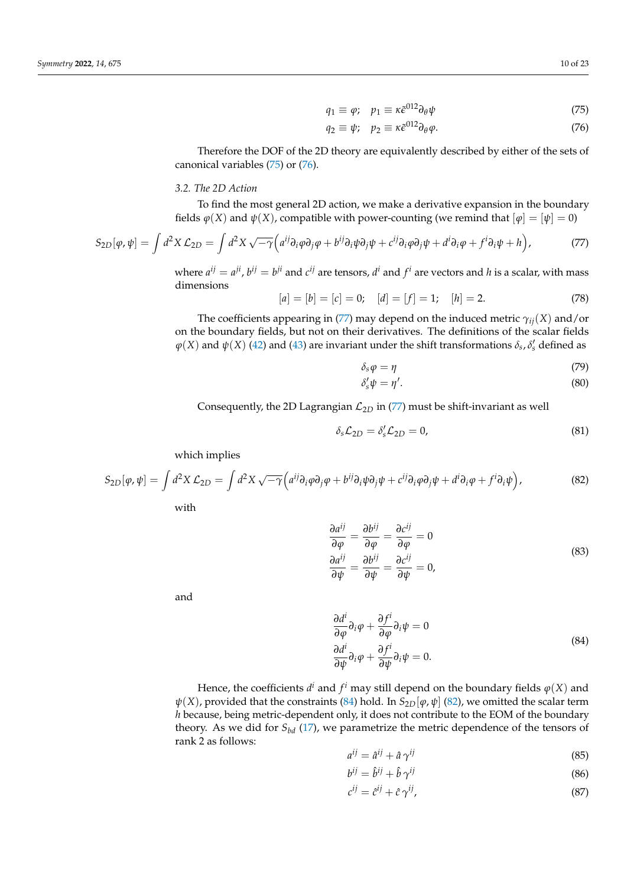$$q_1 \equiv \varphi; \quad p_1 \equiv \kappa \tilde{\epsilon}^{012} \partial_\theta \psi \tag{75}$$

$$q_2 \equiv \psi; \quad p_2 \equiv \kappa \tilde{\epsilon}^{012} \partial_\theta \varphi. \tag{76}$$

Therefore the DOF of the 2D theory are equivalently described by either of the sets of canonical variables (75) or (76).

### 3.2. The 2D Action

To find the most general 2D action, we make a derivative expansion in the boundary fields $\varphi(X)$ and $\psi(X)$, compatible with power-counting (we remind that $[\varphi] = [\psi] = 0$)

$$S_{2D}[\varphi, \psi] = \int d^2X\, \mathcal{L}_{2D} = \int d^2X\, \sqrt{-\gamma} \Big( a^{ij} \partial_i \varphi \partial_j \varphi + b^{ij} \partial_i \psi \partial_j \psi + c^{ij} \partial_i \varphi \partial_j \psi + d^i \partial_i \varphi + f^i \partial_i \psi + h \Big), \tag{77}$$

where $a^{ij} = a^{ji}$, $b^{ij} = b^{ji}$ and $c^{ij}$ are tensors, $d^i$ and $f^i$ are vectors and $h$ is a scalar, with mass dimensions

$$[a] = [b] = [c] = 0; \quad [d] = [f] = 1; \quad [h] = 2. \tag{78}$$

The coefficients appearing in (77) may depend on the induced metric $\gamma_{ij}(X)$ and/or on the boundary fields, but not on their derivatives. The definitions of the scalar fields $\varphi(X)$ and $\psi(X)$ (42) and (43) are invariant under the shift transformations $\delta_s, \delta'_s$ defined as

$$\delta_s \varphi = \eta \tag{79}$$

$$\delta'_s \psi = \eta'. \tag{80}$$

Consequently, the 2D Lagrangian $\mathcal{L}_{2D}$ in (77) must be shift-invariant as well

$$\delta_s \mathcal{L}_{2D} = \delta'_s \mathcal{L}_{2D} = 0, \tag{81}$$

which implies

$$S_{2D}[\varphi, \psi] = \int d^2X\, \mathcal{L}_{2D} = \int d^2X\, \sqrt{-\gamma} \Big( a^{ij} \partial_i \varphi \partial_j \varphi + b^{ij} \partial_i \psi \partial_j \psi + c^{ij} \partial_i \varphi \partial_j \psi + d^i \partial_i \varphi + f^i \partial_i \psi \Big), \tag{82}$$

with

$$\begin{aligned} \frac{\partial a^{ij}}{\partial \varphi} = \frac{\partial b^{ij}}{\partial \varphi} = \frac{\partial c^{ij}}{\partial \varphi} = 0 \\ \frac{\partial a^{ij}}{\partial \psi} = \frac{\partial b^{ij}}{\partial \psi} = \frac{\partial c^{ij}}{\partial \psi} = 0, \end{aligned} \tag{83}$$

and

$$\begin{aligned} \frac{\partial d^i}{\partial \varphi} \partial_i \varphi + \frac{\partial f^i}{\partial \varphi} \partial_i \psi = 0 \\ \frac{\partial d^i}{\partial \psi} \partial_i \varphi + \frac{\partial f^i}{\partial \psi} \partial_i \psi = 0. \end{aligned} \tag{84}$$

Hence, the coefficients $d^i$ and $f^i$ may still depend on the boundary fields $\varphi(X)$ and $\psi(X)$, provided that the constraints (84) hold. In $S_{2D}[\varphi, \psi]$ (82), we omitted the scalar term $h$ because, being metric-dependent only, it does not contribute to the EOM of the boundary theory. As we did for $S_{bd}$ (17), we parametrize the metric dependence of the tensors of rank 2 as follows:

$$a^{ij} = \hat{a}^{ij} + \hat{a}\, \gamma^{ij} \tag{85}$$

$$b^{ij} = \hat{b}^{ij} + \hat{b}\, \gamma^{ij} \tag{86}$$

$$c^{ij} = \hat{c}^{ij} + \hat{c}\, \gamma^{ij}, \tag{87}$$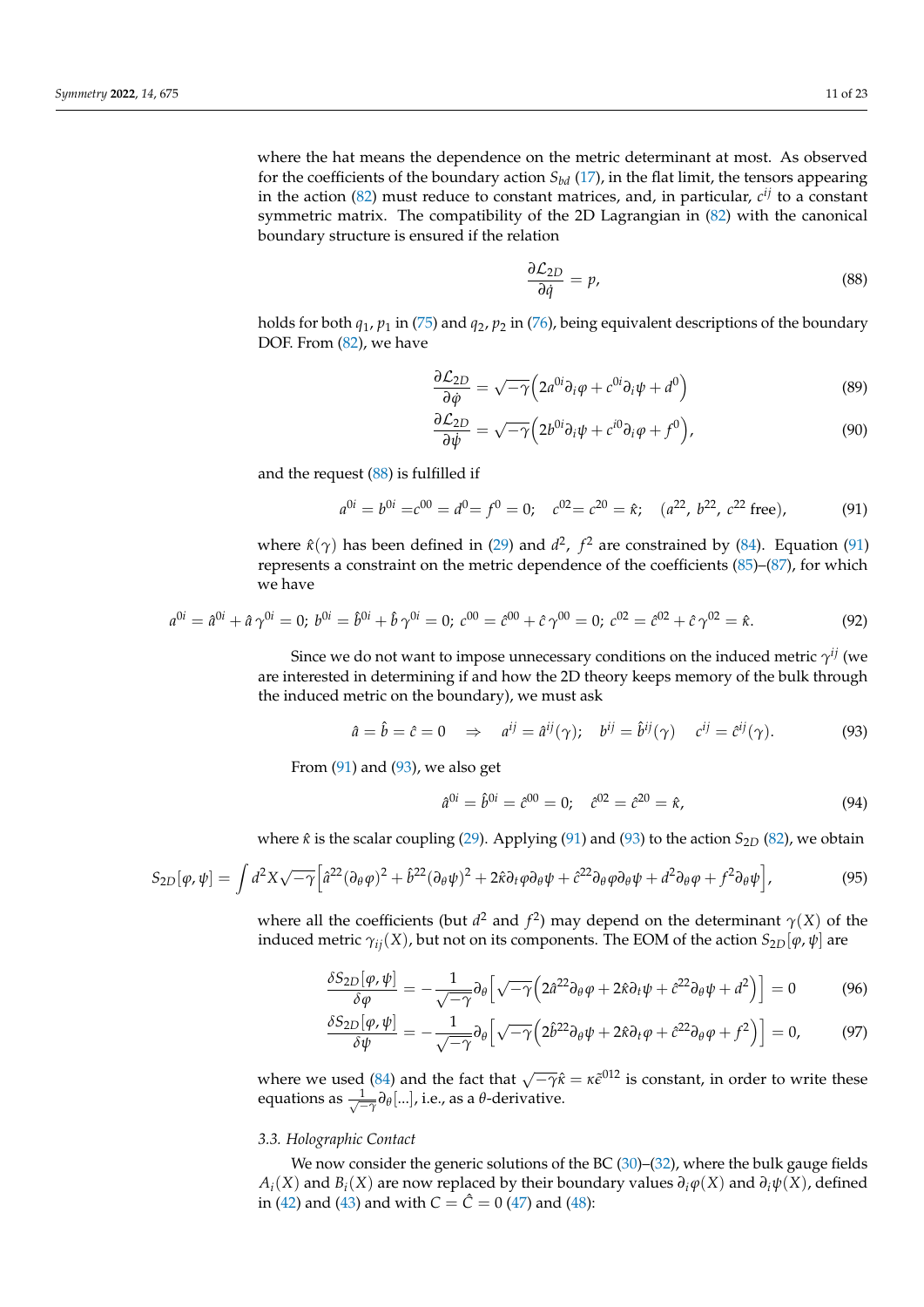where the hat means the dependence on the metric determinant at most. As observed for the coefficients of the boundary action $S_{bd}$ (17), in the flat limit, the tensors appearing in the action (82) must reduce to constant matrices, and, in particular, $c^{ij}$ to a constant symmetric matrix. The compatibility of the 2D Lagrangian in (82) with the canonical boundary structure is ensured if the relation

$$\frac{\partial \mathcal{L}_{2D}}{\partial \dot{q}} = p, \tag{88}$$

holds for both $q_1, p_1$ in (75) and $q_2, p_2$ in (76), being equivalent descriptions of the boundary DOF. From (82), we have

$$\frac{\partial \mathcal{L}_{2D}}{\partial \dot{\varphi}} = \sqrt{-\gamma}\Big(2a^{0i}\partial_i\varphi + c^{0i}\partial_i\psi + d^0\Big) \tag{89}$$

$$\frac{\partial \mathcal{L}_{2D}}{\partial \dot{\psi}} = \sqrt{-\gamma}\Big(2b^{0i}\partial_i\psi + c^{i0}\partial_i\varphi + f^0\Big), \tag{90}$$

and the request (88) is fulfilled if

$$a^{0i} = b^{0i} = c^{00} = d^0 = f^0 = 0; \quad c^{02} = c^{20} = \hat{\kappa}; \quad (a^{22},\, b^{22},\, c^{22} \text{ free}), \tag{91}$$

where $\hat{\kappa}(\gamma)$ has been defined in (29) and $d^2$, $f^2$ are constrained by (84). Equation (91) represents a constraint on the metric dependence of the coefficients (85)–(87), for which we have

$$a^{0i} = \hat{a}^{0i} + \hat{a}\,\gamma^{0i} = 0;\; b^{0i} = \hat{b}^{0i} + \hat{b}\,\gamma^{0i} = 0;\; c^{00} = \hat{c}^{00} + \hat{c}\,\gamma^{00} = 0;\; c^{02} = \hat{c}^{02} + \hat{c}\,\gamma^{02} = \hat{\kappa}. \tag{92}$$

Since we do not want to impose unnecessary conditions on the induced metric $\gamma^{ij}$ (we are interested in determining if and how the 2D theory keeps memory of the bulk through the induced metric on the boundary), we must ask

$$\hat{a} = \hat{b} = \hat{c} = 0 \quad \Rightarrow \quad a^{ij} = \hat{a}^{ij}(\gamma); \quad b^{ij} = \hat{b}^{ij}(\gamma) \quad c^{ij} = \hat{c}^{ij}(\gamma). \tag{93}$$

From (91) and (93), we also get

$$\hat{a}^{0i} = \hat{b}^{0i} = \hat{c}^{00} = 0; \quad \hat{c}^{02} = \hat{c}^{20} = \hat{\kappa}, \tag{94}$$

where $\hat{\kappa}$ is the scalar coupling (29). Applying (91) and (93) to the action $S_{2D}$ (82), we obtain

$$S_{2D}[\varphi,\psi] = \int d^2X\sqrt{-\gamma}\Big[\hat{a}^{22}(\partial_\theta\varphi)^2 + \hat{b}^{22}(\partial_\theta\psi)^2 + 2\hat{\kappa}\partial_t\varphi\partial_\theta\psi + \hat{c}^{22}\partial_\theta\varphi\partial_\theta\psi + d^2\partial_\theta\varphi + f^2\partial_\theta\psi\Big], \tag{95}$$

where all the coefficients (but $d^2$ and $f^2$) may depend on the determinant $\gamma(X)$ of the induced metric $\gamma_{ij}(X)$, but not on its components. The EOM of the action $S_{2D}[\varphi,\psi]$ are

$$\frac{\delta S_{2D}[\varphi,\psi]}{\delta\varphi} = -\frac{1}{\sqrt{-\gamma}}\partial_\theta\Big[\sqrt{-\gamma}\Big(2\hat{a}^{22}\partial_\theta\varphi + 2\hat{\kappa}\partial_t\psi + \hat{c}^{22}\partial_\theta\psi + d^2\Big)\Big] = 0 \tag{96}$$

$$\frac{\delta S_{2D}[\varphi,\psi]}{\delta\psi} = -\frac{1}{\sqrt{-\gamma}}\partial_\theta\Big[\sqrt{-\gamma}\Big(2\hat{b}^{22}\partial_\theta\psi + 2\hat{\kappa}\partial_t\varphi + \hat{c}^{22}\partial_\theta\varphi + f^2\Big)\Big] = 0, \tag{97}$$

where we used (84) and the fact that $\sqrt{-\gamma}\hat{\kappa} = \kappa\tilde{\epsilon}^{012}$ is constant, in order to write these equations as $\frac{1}{\sqrt{-\gamma}}\partial_\theta[...]$, i.e., as a $\theta$-derivative.

### 3.3. Holographic Contact

We now consider the generic solutions of the BC (30)–(32), where the bulk gauge fields $A_i(X)$ and $B_i(X)$ are now replaced by their boundary values $\partial_i\varphi(X)$ and $\partial_i\psi(X)$, defined in (42) and (43) and with $C = \hat{C} = 0$ (47) and (48):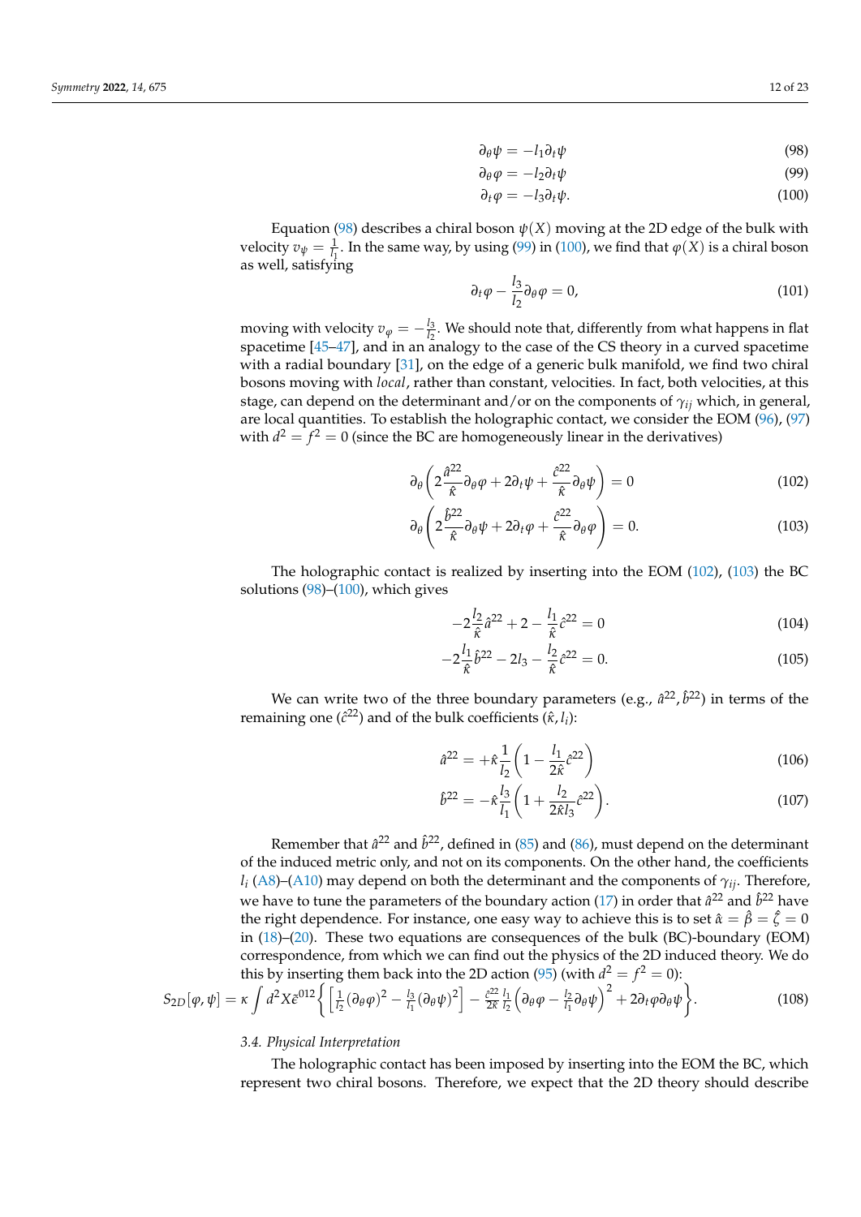$$\partial_\theta \psi = -l_1 \partial_t \psi \tag{98}$$

$$\partial_\theta \varphi = -l_2 \partial_t \psi \tag{99}$$

$$\partial_t \varphi = -l_3 \partial_t \psi. \tag{100}$$

Equation (98) describes a chiral boson $\psi(X)$ moving at the 2D edge of the bulk with velocity $v_\psi = \frac{1}{l_1}$. In the same way, by using (99) in (100), we find that $\varphi(X)$ is a chiral boson as well, satisfying

$$\partial_t \varphi - \frac{l_3}{l_2} \partial_\theta \varphi = 0, \tag{101}$$

moving with velocity $v_\varphi = -\frac{l_3}{l_2}$. We should note that, differently from what happens in flat spacetime [45–47], and in an analogy to the case of the CS theory in a curved spacetime with a radial boundary [31], on the edge of a generic bulk manifold, we find two chiral bosons moving with *local*, rather than constant, velocities. In fact, both velocities, at this stage, can depend on the determinant and/or on the components of $\gamma_{ij}$ which, in general, are local quantities. To establish the holographic contact, we consider the EOM (96), (97) with $d^2 = f^2 = 0$ (since the BC are homogeneously linear in the derivatives)

$$\partial_\theta \left( 2\frac{\hat{a}^{22}}{\hat{\kappa}} \partial_\theta \varphi + 2\partial_t \psi + \frac{\hat{c}^{22}}{\hat{\kappa}} \partial_\theta \psi \right) = 0 \tag{102}$$

$$\partial_\theta \left( 2\frac{\hat{b}^{22}}{\hat{\kappa}} \partial_\theta \psi + 2\partial_t \varphi + \frac{\hat{c}^{22}}{\hat{\kappa}} \partial_\theta \varphi \right) = 0. \tag{103}$$

The holographic contact is realized by inserting into the EOM (102), (103) the BC solutions (98)–(100), which gives

$$-2\frac{l_2}{\hat{\kappa}} \hat{a}^{22} + 2 - \frac{l_1}{\hat{\kappa}} \hat{c}^{22} = 0 \tag{104}$$

$$-2\frac{l_1}{\hat{\kappa}} \hat{b}^{22} - 2l_3 - \frac{l_2}{\hat{\kappa}} \hat{c}^{22} = 0. \tag{105}$$

We can write two of the three boundary parameters (e.g., $\hat{a}^{22}, \hat{b}^{22}$) in terms of the remaining one ($\hat{c}^{22}$) and of the bulk coefficients ($\hat{\kappa}, l_i$):

$$\hat{a}^{22} = +\hat{\kappa} \frac{1}{l_2} \left( 1 - \frac{l_1}{2\hat{\kappa}} \hat{c}^{22} \right) \tag{106}$$

$$\hat{b}^{22} = -\hat{\kappa} \frac{l_3}{l_1} \left( 1 + \frac{l_2}{2\hat{\kappa} l_3} \hat{c}^{22} \right). \tag{107}$$

Remember that $\hat{a}^{22}$ and $\hat{b}^{22}$, defined in (85) and (86), must depend on the determinant of the induced metric only, and not on its components. On the other hand, the coefficients $l_i$ (A8)–(A10) may depend on both the determinant and the components of $\gamma_{ij}$. Therefore, we have to tune the parameters of the boundary action (17) in order that $\hat{a}^{22}$ and $\hat{b}^{22}$ have the right dependence. For instance, one easy way to achieve this is to set $\hat{\alpha} = \hat{\beta} = \hat{\zeta} = 0$ in (18)–(20). These two equations are consequences of the bulk (BC)-boundary (EOM) correspondence, from which we can find out the physics of the 2D induced theory. We do this by inserting them back into the 2D action (95) (with $d^2 = f^2 = 0$):

$$S_{2D}[\varphi, \psi] = \kappa \int d^2X \tilde{\epsilon}^{012} \left\{ \left[ \frac{1}{l_2} (\partial_\theta \varphi)^2 - \frac{l_3}{l_1} (\partial_\theta \psi)^2 \right] - \frac{\hat{c}^{22}}{2\hat{\kappa}} \frac{l_1}{l_2} \left( \partial_\theta \varphi - \frac{l_2}{l_1} \partial_\theta \psi \right)^2 + 2\partial_t \varphi \partial_\theta \psi \right\}. \tag{108}$$

### 3.4. Physical Interpretation

The holographic contact has been imposed by inserting into the EOM the BC, which represent two chiral bosons. Therefore, we expect that the 2D theory should describe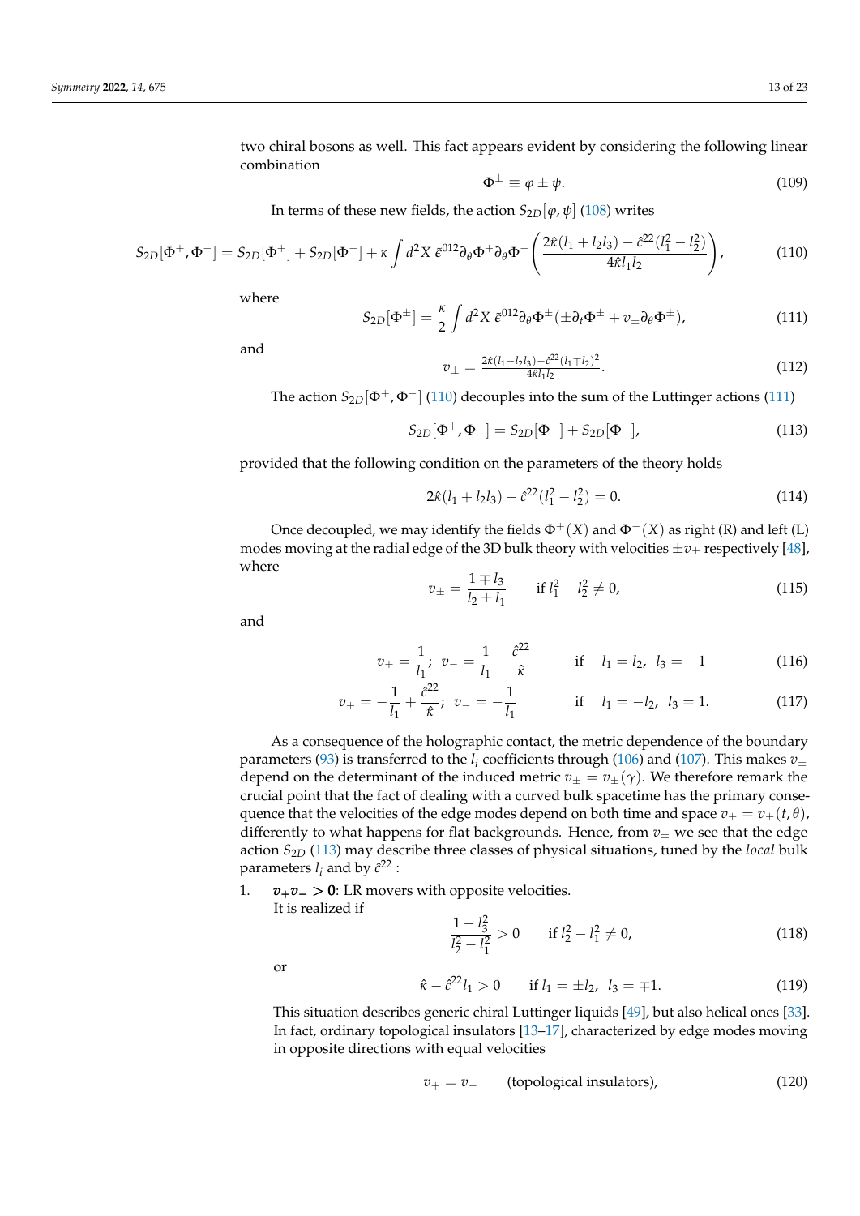two chiral bosons as well. This fact appears evident by considering the following linear combination

$$\Phi^{\pm} \equiv \varphi \pm \psi. \tag{109}$$

In terms of these new fields, the action $S_{2D}[\varphi, \psi]$ (108) writes

$$S_{2D}[\Phi^+, \Phi^-] = S_{2D}[\Phi^+] + S_{2D}[\Phi^-] + \kappa \int d^2X\ \tilde{\epsilon}^{012} \partial_\theta \Phi^+ \partial_\theta \Phi^- \left( \frac{2\hat{\kappa}(l_1 + l_2 l_3) - \hat{c}^{22}(l_1^2 - l_2^2)}{4\hat{\kappa} l_1 l_2} \right), \tag{110}$$

where

$$S_{2D}[\Phi^{\pm}] = \frac{\kappa}{2} \int d^2X\ \tilde{\epsilon}^{012} \partial_\theta \Phi^{\pm} (\pm \partial_t \Phi^{\pm} + v_{\pm} \partial_\theta \Phi^{\pm}), \tag{111}$$

and

$$v_{\pm} = \frac{2\hat{\kappa}(l_1 - l_2 l_3) - \hat{c}^{22}(l_1 \mp l_2)^2}{4\hat{\kappa} l_1 l_2}. \tag{112}$$

The action $S_{2D}[\Phi^+, \Phi^-]$ (110) decouples into the sum of the Luttinger actions (111)

$$S_{2D}[\Phi^+, \Phi^-] = S_{2D}[\Phi^+] + S_{2D}[\Phi^-], \tag{113}$$

provided that the following condition on the parameters of the theory holds

$$2\hat{\kappa}(l_1 + l_2 l_3) - \hat{c}^{22}(l_1^2 - l_2^2) = 0. \tag{114}$$

Once decoupled, we may identify the fields $\Phi^+(X)$ and $\Phi^-(X)$ as right (R) and left (L) modes moving at the radial edge of the 3D bulk theory with velocities $\pm v_{\pm}$ respectively [48], where

$$v_{\pm} = \frac{1 \mp l_3}{l_2 \pm l_1} \qquad \text{if } l_1^2 - l_2^2 \neq 0, \tag{115}$$

and

$$v_+ = \frac{1}{l_1};\ \ v_- = \frac{1}{l_1} - \frac{\hat{c}^{22}}{\hat{\kappa}} \qquad \text{if} \quad l_1 = l_2,\ \ l_3 = -1 \tag{116}$$

$$v_+ = -\frac{1}{l_1} + \frac{\hat{c}^{22}}{\hat{\kappa}};\ \ v_- = -\frac{1}{l_1} \qquad \text{if} \quad l_1 = -l_2,\ \ l_3 = 1. \tag{117}$$

As a consequence of the holographic contact, the metric dependence of the boundary parameters (93) is transferred to the $l_i$ coefficients through (106) and (107). This makes $v_{\pm}$ depend on the determinant of the induced metric $v_{\pm} = v_{\pm}(\gamma)$. We therefore remark the crucial point that the fact of dealing with a curved bulk spacetime has the primary consequence that the velocities of the edge modes depend on both time and space $v_{\pm} = v_{\pm}(t, \theta)$, differently to what happens for flat backgrounds. Hence, from $v_{\pm}$ we see that the edge action $S_{2D}$ (113) may describe three classes of physical situations, tuned by the *local* bulk parameters $l_i$ and by $\hat{c}^{22}$ :

1. $\boldsymbol{v_+ v_- > 0}$: LR movers with opposite velocities.
   It is realized if

$$\frac{1 - l_3^2}{l_2^2 - l_1^2} > 0 \qquad \text{if } l_2^2 - l_1^2 \neq 0, \tag{118}$$

   or

$$\hat{\kappa} - \hat{c}^{22} l_1 > 0 \qquad \text{if } l_1 = \pm l_2,\ \ l_3 = \mp 1. \tag{119}$$

   This situation describes generic chiral Luttinger liquids [49], but also helical ones [33]. In fact, ordinary topological insulators [13–17], characterized by edge modes moving in opposite directions with equal velocities

$$v_+ = v_- \qquad \text{(topological insulators)}, \tag{120}$$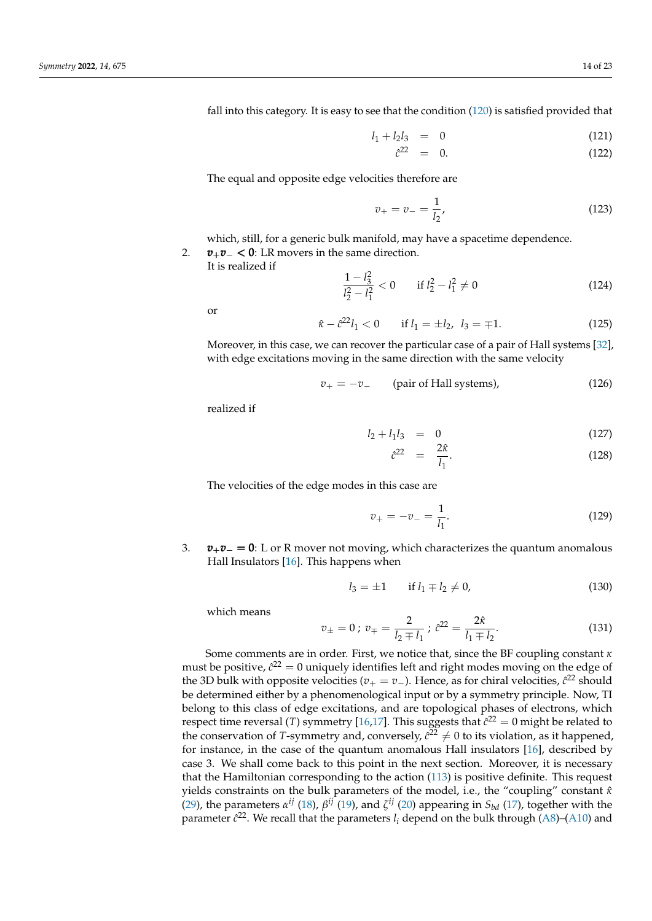fall into this category. It is easy to see that the condition (120) is satisfied provided that

$$l_1 + l_2 l_3 = 0 \tag{121}$$

$$\hat{c}^{22} = 0. \tag{122}$$

The equal and opposite edge velocities therefore are

$$v_+ = v_- = \frac{1}{l_2}, \tag{123}$$

which, still, for a generic bulk manifold, may have a spacetime dependence.

2. $\boldsymbol{v_+ v_- < 0}$: LR movers in the same direction.
   It is realized if

$$\frac{1 - l_3^2}{l_2^2 - l_1^2} < 0 \qquad \text{if } l_2^2 - l_1^2 \neq 0 \tag{124}$$

   or

$$\hat{\kappa} - \hat{c}^{22} l_1 < 0 \qquad \text{if } l_1 = \pm l_2,\ l_3 = \mp 1. \tag{125}$$

   Moreover, in this case, we can recover the particular case of a pair of Hall systems [32], with edge excitations moving in the same direction with the same velocity

$$v_+ = -v_- \qquad \text{(pair of Hall systems)}, \tag{126}$$

   realized if

$$l_2 + l_1 l_3 = 0 \tag{127}$$

$$\hat{c}^{22} = \frac{2\hat{\kappa}}{l_1}. \tag{128}$$

   The velocities of the edge modes in this case are

$$v_+ = -v_- = \frac{1}{l_1}. \tag{129}$$

3. $\boldsymbol{v_+ v_- = 0}$: L or R mover not moving, which characterizes the quantum anomalous Hall Insulators [16]. This happens when

$$l_3 = \pm 1 \qquad \text{if } l_1 \mp l_2 \neq 0, \tag{130}$$

   which means

$$v_\pm = 0\ ;\ v_\mp = \frac{2}{l_2 \mp l_1}\ ;\ \hat{c}^{22} = \frac{2\hat{\kappa}}{l_1 \mp l_2}. \tag{131}$$

Some comments are in order. First, we notice that, since the BF coupling constant $\kappa$ must be positive, $\hat{c}^{22} = 0$ uniquely identifies left and right modes moving on the edge of the 3D bulk with opposite velocities ($v_+ = v_-$). Hence, as for chiral velocities, $\hat{c}^{22}$ should be determined either by a phenomenological input or by a symmetry principle. Now, TI belong to this class of edge excitations, and are topological phases of electrons, which respect time reversal ($T$) symmetry [16,17]. This suggests that $\hat{c}^{22} = 0$ might be related to the conservation of $T$-symmetry and, conversely, $\hat{c}^{22} \neq 0$ to its violation, as it happened, for instance, in the case of the quantum anomalous Hall insulators [16], described by case 3. We shall come back to this point in the next section. Moreover, it is necessary that the Hamiltonian corresponding to the action (113) is positive definite. This request yields constraints on the bulk parameters of the model, i.e., the "coupling" constant $\hat{\kappa}$ (29), the parameters $\alpha^{ij}$ (18), $\beta^{ij}$ (19), and $\zeta^{ij}$ (20) appearing in $S_{bd}$ (17), together with the parameter $\hat{c}^{22}$. We recall that the parameters $l_i$ depend on the bulk through (A8)–(A10) and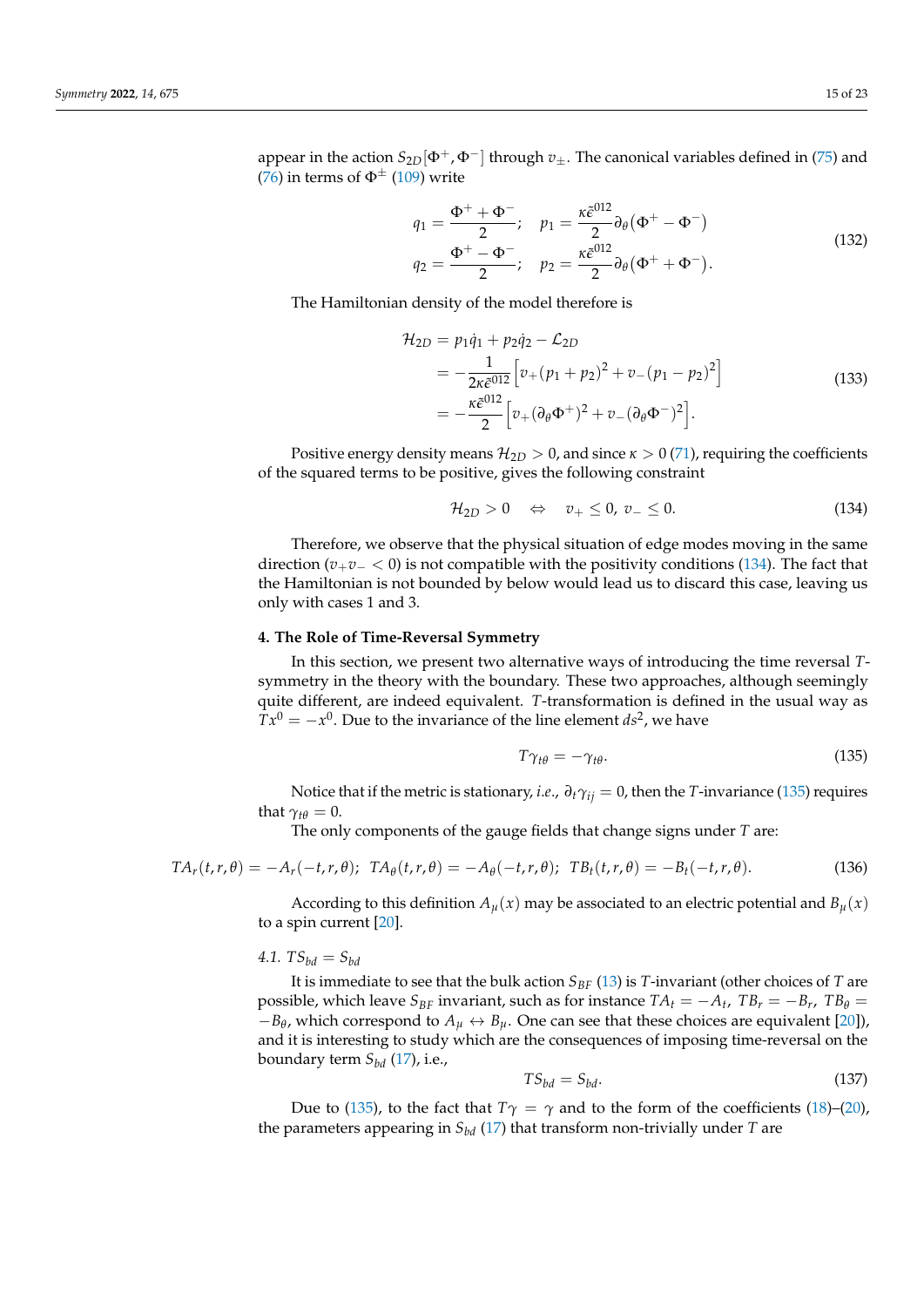appear in the action $S_{2D}[\Phi^+, \Phi^-]$ through $v_\pm$. The canonical variables defined in (75) and (76) in terms of $\Phi^\pm$ (109) write

$$
\begin{aligned}
q_1 &= \frac{\Phi^+ + \Phi^-}{2}; \quad p_1 = \frac{\kappa\tilde{\epsilon}^{012}}{2}\partial_\theta(\Phi^+ - \Phi^-) \\
q_2 &= \frac{\Phi^+ - \Phi^-}{2}; \quad p_2 = \frac{\kappa\tilde{\epsilon}^{012}}{2}\partial_\theta(\Phi^+ + \Phi^-).
\end{aligned}
\tag{132}
$$

The Hamiltonian density of the model therefore is

$$
\begin{aligned}
\mathcal{H}_{2D} &= p_1\dot{q}_1 + p_2\dot{q}_2 - \mathcal{L}_{2D} \\
&= -\frac{1}{2\kappa\tilde{\epsilon}^{012}}\left[v_+(p_1+p_2)^2 + v_-(p_1-p_2)^2\right] \\
&= -\frac{\kappa\tilde{\epsilon}^{012}}{2}\left[v_+(\partial_\theta\Phi^+)^2 + v_-(\partial_\theta\Phi^-)^2\right].
\end{aligned}
\tag{133}
$$

Positive energy density means $\mathcal{H}_{2D} > 0$, and since $\kappa > 0$ (71), requiring the coefficients of the squared terms to be positive, gives the following constraint

$$
\mathcal{H}_{2D} > 0 \quad \Leftrightarrow \quad v_+ \leq 0,\ v_- \leq 0. \tag{134}
$$

Therefore, we observe that the physical situation of edge modes moving in the same direction ($v_+v_- < 0$) is not compatible with the positivity conditions (134). The fact that the Hamiltonian is not bounded by below would lead us to discard this case, leaving us only with cases 1 and 3.

## 4. The Role of Time-Reversal Symmetry

In this section, we present two alternative ways of introducing the time reversal $T$-symmetry in the theory with the boundary. These two approaches, although seemingly quite different, are indeed equivalent. $T$-transformation is defined in the usual way as $Tx^0 = -x^0$. Due to the invariance of the line element $ds^2$, we have

$$
T\gamma_{t\theta} = -\gamma_{t\theta}. \tag{135}
$$

Notice that if the metric is stationary, *i.e.*, $\partial_t\gamma_{ij} = 0$, then the $T$-invariance (135) requires that $\gamma_{t\theta} = 0$.

The only components of the gauge fields that change signs under $T$ are:

$$
TA_r(t,r,\theta) = -A_r(-t,r,\theta);\ \ TA_\theta(t,r,\theta) = -A_\theta(-t,r,\theta);\ \ TB_t(t,r,\theta) = -B_t(-t,r,\theta). \tag{136}
$$

According to this definition $A_\mu(x)$ may be associated to an electric potential and $B_\mu(x)$ to a spin current [20].

### 4.1. $TS_{bd} = S_{bd}$

It is immediate to see that the bulk action $S_{BF}$ (13) is $T$-invariant (other choices of $T$ are possible, which leave $S_{BF}$ invariant, such as for instance $TA_t = -A_t$, $TB_r = -B_r$, $TB_\theta = -B_\theta$, which correspond to $A_\mu \leftrightarrow B_\mu$. One can see that these choices are equivalent [20]), and it is interesting to study which are the consequences of imposing time-reversal on the boundary term $S_{bd}$ (17), i.e.,

$$
TS_{bd} = S_{bd}. \tag{137}
$$

Due to (135), to the fact that $T\gamma = \gamma$ and to the form of the coefficients (18)–(20), the parameters appearing in $S_{bd}$ (17) that transform non-trivially under $T$ are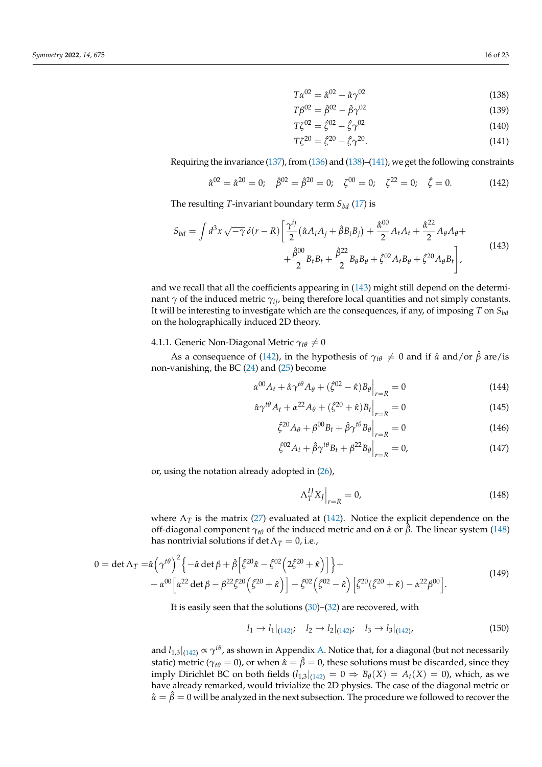$$T\alpha^{02} = \hat{\alpha}^{02} - \hat{\alpha}\gamma^{02} \tag{138}$$

$$T\beta^{02} = \hat{\beta}^{02} - \hat{\beta}\gamma^{02} \tag{139}$$

$$T\zeta^{02} = \hat{\zeta}^{02} - \hat{\zeta}\gamma^{02} \tag{140}$$

$$T\zeta^{20} = \hat{\zeta}^{20} - \hat{\zeta}\gamma^{20}. \tag{141}$$

Requiring the invariance (137), from (136) and (138)–(141), we get the following constraints

$$\hat{\alpha}^{02} = \hat{\alpha}^{20} = 0; \quad \hat{\beta}^{02} = \hat{\beta}^{20} = 0; \quad \zeta^{00} = 0; \quad \zeta^{22} = 0; \quad \hat{\zeta} = 0. \tag{142}$$

The resulting $T$-invariant boundary term $S_{bd}$ (17) is

$$S_{bd} = \int d^3x\,\sqrt{-\gamma}\,\delta(r-R)\left[\frac{\gamma^{ij}}{2}\left(\hat{\alpha}A_iA_j + \hat{\beta}B_iB_j\right) + \frac{\hat{\alpha}^{00}}{2}A_tA_t + \frac{\hat{\alpha}^{22}}{2}A_\theta A_\theta + \right.$$
$$\left. + \frac{\hat{\beta}^{00}}{2}B_tB_t + \frac{\hat{\beta}^{22}}{2}B_\theta B_\theta + \hat{\zeta}^{02}A_tB_\theta + \hat{\zeta}^{20}A_\theta B_t\right], \tag{143}$$

and we recall that all the coefficients appearing in (143) might still depend on the determinant $\gamma$ of the induced metric $\gamma_{ij}$, being therefore local quantities and not simply constants. It will be interesting to investigate which are the consequences, if any, of imposing $T$ on $S_{bd}$ on the holographically induced 2D theory.

#### 4.1.1. Generic Non-Diagonal Metric $\gamma_{t\theta} \neq 0$

As a consequence of (142), in the hypothesis of $\gamma_{t\theta} \neq 0$ and if $\hat{\alpha}$ and/or $\hat{\beta}$ are/is non-vanishing, the BC (24) and (25) become

$$\alpha^{00}A_t + \hat{\alpha}\gamma^{t\theta}A_\theta + (\hat{\zeta}^{02} - \hat{\kappa})B_\theta\Big|_{r=R} = 0 \tag{144}$$

$$\hat{\alpha}\gamma^{t\theta}A_t + \alpha^{22}A_\theta + (\hat{\zeta}^{20} + \hat{\kappa})B_t\Big|_{r=R} = 0 \tag{145}$$

$$\hat{\zeta}^{20}A_\theta + \beta^{00}B_t + \hat{\beta}\gamma^{t\theta}B_\theta\Big|_{r=R} = 0 \tag{146}$$

$$\hat{\zeta}^{02}A_t + \hat{\beta}\gamma^{t\theta}B_t + \beta^{22}B_\theta\Big|_{r=R} = 0, \tag{147}$$

or, using the notation already adopted in (26),

$$\Lambda_T^{IJ}X_J\Big|_{r=R} = 0, \tag{148}$$

where $\Lambda_T$ is the matrix (27) evaluated at (142). Notice the explicit dependence on the off-diagonal component $\gamma_{t\theta}$ of the induced metric and on $\hat{\alpha}$ or $\hat{\beta}$. The linear system (148) has nontrivial solutions if $\det\Lambda_T = 0$, i.e.,

$$0 = \det\Lambda_T = \hat{\alpha}\left(\gamma^{t\theta}\right)^2\left\{-\hat{\alpha}\det\beta + \hat{\beta}\left[\hat{\zeta}^{20}\hat{\kappa} - \hat{\zeta}^{02}\left(2\hat{\zeta}^{20} + \hat{\kappa}\right)\right]\right\} +$$
$$+ \alpha^{00}\left[\alpha^{22}\det\beta - \beta^{22}\hat{\zeta}^{20}\left(\hat{\zeta}^{20} + \hat{\kappa}\right)\right] + \hat{\zeta}^{02}\left(\hat{\zeta}^{02} - \hat{\kappa}\right)\left[\hat{\zeta}^{20}(\hat{\zeta}^{20} + \hat{\kappa}) - \alpha^{22}\beta^{00}\right]. \tag{149}$$

It is easily seen that the solutions (30)–(32) are recovered, with

$$l_1 \to l_1|_{(142)}; \quad l_2 \to l_2|_{(142)}; \quad l_3 \to l_3|_{(142)}, \tag{150}$$

and $l_{1,3}|_{(142)} \propto \gamma^{t\theta}$, as shown in Appendix A. Notice that, for a diagonal (but not necessarily static) metric ($\gamma_{t\theta} = 0$), or when $\hat{\alpha} = \hat{\beta} = 0$, these solutions must be discarded, since they imply Dirichlet BC on both fields ($l_{1,3}|_{(142)} = 0 \Rightarrow B_\theta(X) = A_t(X) = 0$), which, as we have already remarked, would trivialize the 2D physics. The case of the diagonal metric or $\hat{\alpha} = \hat{\beta} = 0$ will be analyzed in the next subsection. The procedure we followed to recover the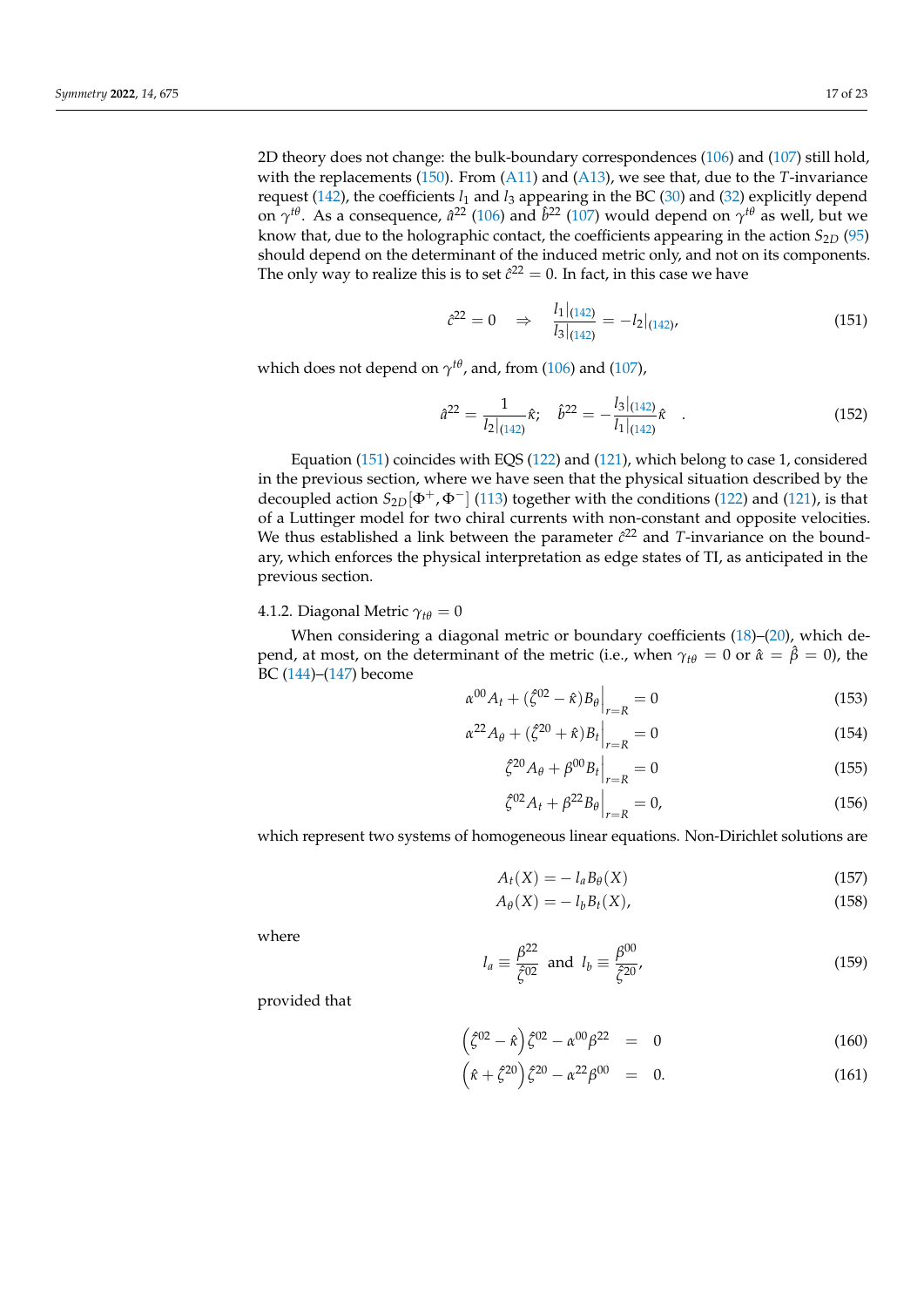2D theory does not change: the bulk-boundary correspondences (106) and (107) still hold, with the replacements (150). From (A11) and (A13), we see that, due to the $T$-invariance request (142), the coefficients $l_1$ and $l_3$ appearing in the BC (30) and (32) explicitly depend on $\gamma^{t\theta}$. As a consequence, $\hat{a}^{22}$ (106) and $\hat{b}^{22}$ (107) would depend on $\gamma^{t\theta}$ as well, but we know that, due to the holographic contact, the coefficients appearing in the action $S_{2D}$ (95) should depend on the determinant of the induced metric only, and not on its components. The only way to realize this is to set $\hat{c}^{22} = 0$. In fact, in this case we have

$$\hat{c}^{22} = 0 \quad \Rightarrow \quad \frac{l_1|_{(142)}}{l_3|_{(142)}} = -l_2|_{(142)}, \tag{151}$$

which does not depend on $\gamma^{t\theta}$, and, from (106) and (107),

$$\hat{a}^{22} = \frac{1}{l_2|_{(142)}}\hat{\kappa}; \quad \hat{b}^{22} = -\frac{l_3|_{(142)}}{l_1|_{(142)}}\hat{\kappa} \quad . \tag{152}$$

Equation (151) coincides with EQS (122) and (121), which belong to case 1, considered in the previous section, where we have seen that the physical situation described by the decoupled action $S_{2D}[\Phi^+, \Phi^-]$ (113) together with the conditions (122) and (121), is that of a Luttinger model for two chiral currents with non-constant and opposite velocities. We thus established a link between the parameter $\hat{c}^{22}$ and $T$-invariance on the boundary, which enforces the physical interpretation as edge states of TI, as anticipated in the previous section.

#### 4.1.2. Diagonal Metric $\gamma_{t\theta} = 0$

When considering a diagonal metric or boundary coefficients (18)–(20), which depend, at most, on the determinant of the metric (i.e., when $\gamma_{t\theta} = 0$ or $\hat{\alpha} = \hat{\beta} = 0$), the BC (144)–(147) become

$$\alpha^{00}A_t + (\hat{\zeta}^{02} - \hat{\kappa})B_\theta\Big|_{r=R} = 0 \tag{153}$$

$$\alpha^{22}A_\theta + (\hat{\zeta}^{20} + \hat{\kappa})B_t\Big|_{r=R} = 0 \tag{154}$$

$$\hat{\zeta}^{20}A_\theta + \beta^{00}B_t\Big|_{r=R} = 0 \tag{155}$$

$$\hat{\zeta}^{02}A_t + \beta^{22}B_\theta\Big|_{r=R} = 0, \tag{156}$$

which represent two systems of homogeneous linear equations. Non-Dirichlet solutions are

$$A_t(X) = -\,l_a B_\theta(X) \tag{157}$$

$$A_\theta(X) = -\,l_b B_t(X), \tag{158}$$

where

$$l_a \equiv \frac{\beta^{22}}{\hat{\zeta}^{02}} \text{ and } l_b \equiv \frac{\beta^{00}}{\hat{\zeta}^{20}}, \tag{159}$$

provided that

$$\left(\hat{\zeta}^{02} - \hat{\kappa}\right)\hat{\zeta}^{02} - \alpha^{00}\beta^{22} = 0 \tag{160}$$

$$\left(\hat{\kappa} + \hat{\zeta}^{20}\right)\hat{\zeta}^{20} - \alpha^{22}\beta^{00} = 0. \tag{161}$$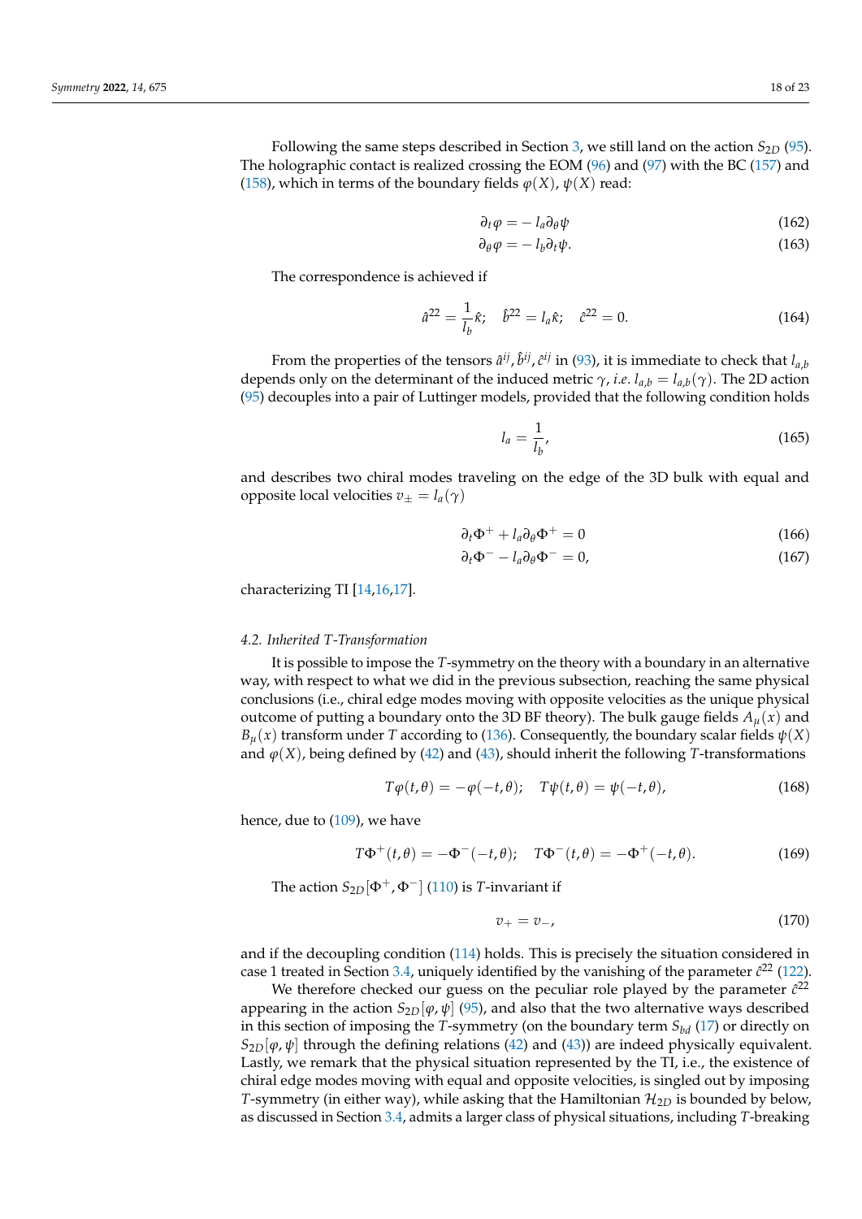Following the same steps described in Section 3, we still land on the action $S_{2D}$ (95). The holographic contact is realized crossing the EOM (96) and (97) with the BC (157) and (158), which in terms of the boundary fields $\varphi(X)$, $\psi(X)$ read:

$$\partial_t \varphi = -\, l_a \partial_\theta \psi \tag{162}$$

$$\partial_\theta \varphi = -\, l_b \partial_t \psi. \tag{163}$$

The correspondence is achieved if

$$\hat{a}^{22} = \frac{1}{l_b}\hat{\kappa}; \quad \hat{b}^{22} = l_a \hat{\kappa}; \quad \hat{c}^{22} = 0. \tag{164}$$

From the properties of the tensors $\hat{a}^{ij}, \hat{b}^{ij}, \hat{c}^{ij}$ in (93), it is immediate to check that $l_{a,b}$ depends only on the determinant of the induced metric $\gamma$, *i.e.* $l_{a,b} = l_{a,b}(\gamma)$. The 2D action (95) decouples into a pair of Luttinger models, provided that the following condition holds

$$l_a = \frac{1}{l_b}, \tag{165}$$

and describes two chiral modes traveling on the edge of the 3D bulk with equal and opposite local velocities $v_\pm = l_a(\gamma)$

$$\partial_t \Phi^+ + l_a \partial_\theta \Phi^+ = 0 \tag{166}$$

$$\partial_t \Phi^- - l_a \partial_\theta \Phi^- = 0, \tag{167}$$

characterizing TI [14,16,17].

### 4.2. Inherited *T*-Transformation

It is possible to impose the $T$-symmetry on the theory with a boundary in an alternative way, with respect to what we did in the previous subsection, reaching the same physical conclusions (i.e., chiral edge modes moving with opposite velocities as the unique physical outcome of putting a boundary onto the 3D BF theory). The bulk gauge fields $A_\mu(x)$ and $B_\mu(x)$ transform under $T$ according to (136). Consequently, the boundary scalar fields $\psi(X)$ and $\varphi(X)$, being defined by (42) and (43), should inherit the following $T$-transformations

$$T\varphi(t,\theta) = -\varphi(-t,\theta); \quad T\psi(t,\theta) = \psi(-t,\theta), \tag{168}$$

hence, due to (109), we have

$$T\Phi^+(t,\theta) = -\Phi^-(-t,\theta); \quad T\Phi^-(t,\theta) = -\Phi^+(-t,\theta). \tag{169}$$

The action $S_{2D}[\Phi^+,\Phi^-]$ (110) is $T$-invariant if

$$v_+ = v_-, \tag{170}$$

and if the decoupling condition (114) holds. This is precisely the situation considered in case 1 treated in Section 3.4, uniquely identified by the vanishing of the parameter $\hat{c}^{22}$ (122).

We therefore checked our guess on the peculiar role played by the parameter $\hat{c}^{22}$ appearing in the action $S_{2D}[\varphi,\psi]$ (95), and also that the two alternative ways described in this section of imposing the $T$-symmetry (on the boundary term $S_{bd}$ (17) or directly on $S_{2D}[\varphi,\psi]$ through the defining relations (42) and (43)) are indeed physically equivalent. Lastly, we remark that the physical situation represented by the TI, i.e., the existence of chiral edge modes moving with equal and opposite velocities, is singled out by imposing $T$-symmetry (in either way), while asking that the Hamiltonian $\mathcal{H}_{2D}$ is bounded by below, as discussed in Section 3.4, admits a larger class of physical situations, including $T$-breaking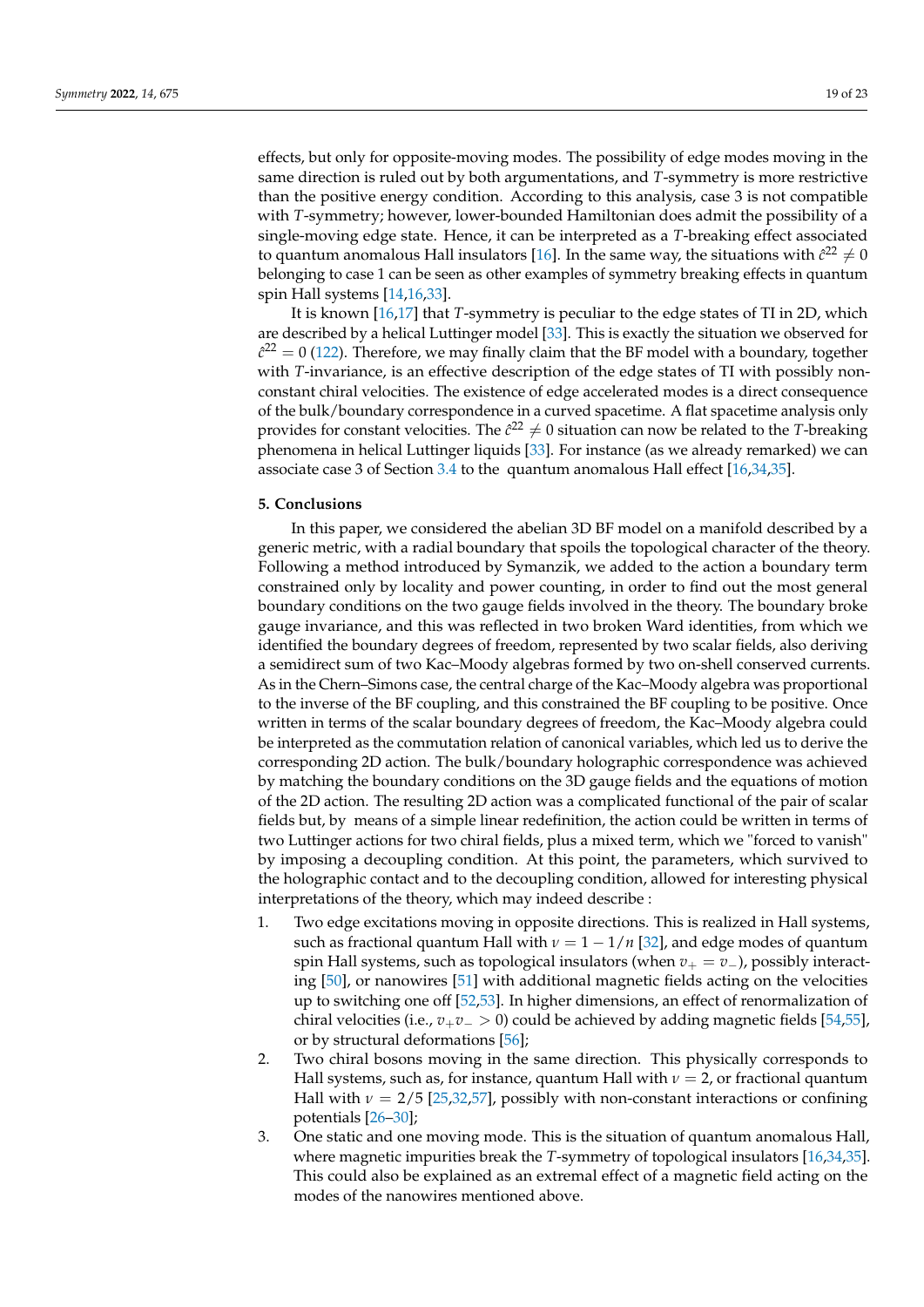effects, but only for opposite-moving modes. The possibility of edge modes moving in the same direction is ruled out by both argumentations, and $T$-symmetry is more restrictive than the positive energy condition. According to this analysis, case 3 is not compatible with $T$-symmetry; however, lower-bounded Hamiltonian does admit the possibility of a single-moving edge state. Hence, it can be interpreted as a $T$-breaking effect associated to quantum anomalous Hall insulators [16]. In the same way, the situations with $\hat{c}^{22} \neq 0$ belonging to case 1 can be seen as other examples of symmetry breaking effects in quantum spin Hall systems [14,16,33].

It is known [16,17] that $T$-symmetry is peculiar to the edge states of TI in 2D, which are described by a helical Luttinger model [33]. This is exactly the situation we observed for $\hat{c}^{22} = 0$ (122). Therefore, we may finally claim that the BF model with a boundary, together with $T$-invariance, is an effective description of the edge states of TI with possibly non-constant chiral velocities. The existence of edge accelerated modes is a direct consequence of the bulk/boundary correspondence in a curved spacetime. A flat spacetime analysis only provides for constant velocities. The $\hat{c}^{22} \neq 0$ situation can now be related to the $T$-breaking phenomena in helical Luttinger liquids [33]. For instance (as we already remarked) we can associate case 3 of Section 3.4 to the quantum anomalous Hall effect [16,34,35].

## 5. Conclusions

In this paper, we considered the abelian 3D BF model on a manifold described by a generic metric, with a radial boundary that spoils the topological character of the theory. Following a method introduced by Symanzik, we added to the action a boundary term constrained only by locality and power counting, in order to find out the most general boundary conditions on the two gauge fields involved in the theory. The boundary broke gauge invariance, and this was reflected in two broken Ward identities, from which we identified the boundary degrees of freedom, represented by two scalar fields, also deriving a semidirect sum of two Kac–Moody algebras formed by two on-shell conserved currents. As in the Chern–Simons case, the central charge of the Kac–Moody algebra was proportional to the inverse of the BF coupling, and this constrained the BF coupling to be positive. Once written in terms of the scalar boundary degrees of freedom, the Kac–Moody algebra could be interpreted as the commutation relation of canonical variables, which led us to derive the corresponding 2D action. The bulk/boundary holographic correspondence was achieved by matching the boundary conditions on the 3D gauge fields and the equations of motion of the 2D action. The resulting 2D action was a complicated functional of the pair of scalar fields but, by means of a simple linear redefinition, the action could be written in terms of two Luttinger actions for two chiral fields, plus a mixed term, which we "forced to vanish" by imposing a decoupling condition. At this point, the parameters, which survived to the holographic contact and to the decoupling condition, allowed for interesting physical interpretations of the theory, which may indeed describe :

1. Two edge excitations moving in opposite directions. This is realized in Hall systems, such as fractional quantum Hall with $\nu = 1 - 1/n$ [32], and edge modes of quantum spin Hall systems, such as topological insulators (when $v_+ = v_-$), possibly interacting [50], or nanowires [51] with additional magnetic fields acting on the velocities up to switching one off [52,53]. In higher dimensions, an effect of renormalization of chiral velocities (i.e., $v_+ v_- > 0$) could be achieved by adding magnetic fields [54,55], or by structural deformations [56];
2. Two chiral bosons moving in the same direction. This physically corresponds to Hall systems, such as, for instance, quantum Hall with $\nu = 2$, or fractional quantum Hall with $\nu = 2/5$ [25,32,57], possibly with non-constant interactions or confining potentials [26–30];
3. One static and one moving mode. This is the situation of quantum anomalous Hall, where magnetic impurities break the $T$-symmetry of topological insulators [16,34,35]. This could also be explained as an extremal effect of a magnetic field acting on the modes of the nanowires mentioned above.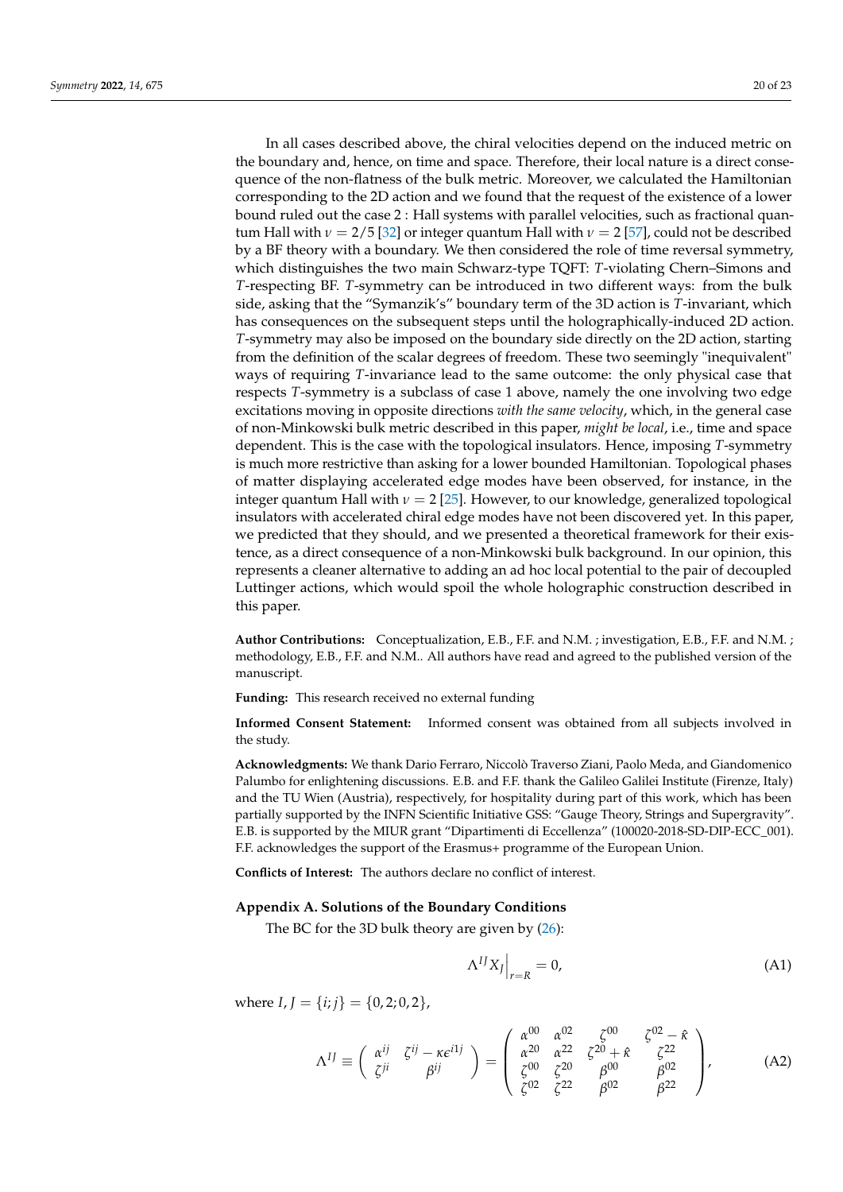In all cases described above, the chiral velocities depend on the induced metric on the boundary and, hence, on time and space. Therefore, their local nature is a direct consequence of the non-flatness of the bulk metric. Moreover, we calculated the Hamiltonian corresponding to the 2D action and we found that the request of the existence of a lower bound ruled out the case 2 : Hall systems with parallel velocities, such as fractional quantum Hall with $\nu = 2/5$ [32] or integer quantum Hall with $\nu = 2$ [57], could not be described by a BF theory with a boundary. We then considered the role of time reversal symmetry, which distinguishes the two main Schwarz-type TQFT: $T$-violating Chern–Simons and $T$-respecting BF. $T$-symmetry can be introduced in two different ways: from the bulk side, asking that the "Symanzik's" boundary term of the 3D action is $T$-invariant, which has consequences on the subsequent steps until the holographically-induced 2D action. $T$-symmetry may also be imposed on the boundary side directly on the 2D action, starting from the definition of the scalar degrees of freedom. These two seemingly "inequivalent" ways of requiring $T$-invariance lead to the same outcome: the only physical case that respects $T$-symmetry is a subclass of case 1 above, namely the one involving two edge excitations moving in opposite directions *with the same velocity*, which, in the general case of non-Minkowski bulk metric described in this paper, *might be local*, i.e., time and space dependent. This is the case with the topological insulators. Hence, imposing $T$-symmetry is much more restrictive than asking for a lower bounded Hamiltonian. Topological phases of matter displaying accelerated edge modes have been observed, for instance, in the integer quantum Hall with $\nu = 2$ [25]. However, to our knowledge, generalized topological insulators with accelerated chiral edge modes have not been discovered yet. In this paper, we predicted that they should, and we presented a theoretical framework for their existence, as a direct consequence of a non-Minkowski bulk background. In our opinion, this represents a cleaner alternative to adding an ad hoc local potential to the pair of decoupled Luttinger actions, which would spoil the whole holographic construction described in this paper.

**Author Contributions:** Conceptualization, E.B., F.F. and N.M. ; investigation, E.B., F.F. and N.M. ; methodology, E.B., F.F. and N.M.. All authors have read and agreed to the published version of the manuscript.

**Funding:** This research received no external funding

**Informed Consent Statement:** Informed consent was obtained from all subjects involved in the study.

**Acknowledgments:** We thank Dario Ferraro, Niccolò Traverso Ziani, Paolo Meda, and Giandomenico Palumbo for enlightening discussions. E.B. and F.F. thank the Galileo Galilei Institute (Firenze, Italy) and the TU Wien (Austria), respectively, for hospitality during part of this work, which has been partially supported by the INFN Scientific Initiative GSS: "Gauge Theory, Strings and Supergravity". E.B. is supported by the MIUR grant "Dipartimenti di Eccellenza" (100020-2018-SD-DIP-ECC_001). F.F. acknowledges the support of the Erasmus+ programme of the European Union.

**Conflicts of Interest:** The authors declare no conflict of interest.

## Appendix A. Solutions of the Boundary Conditions

The BC for the 3D bulk theory are given by (26):

$$\Lambda^{IJ} X_J \Big|_{r=R} = 0, \tag{A1}$$

where $I, J = \{i; j\} = \{0, 2; 0, 2\}$,

$$\Lambda^{IJ} \equiv \begin{pmatrix} \alpha^{ij} & \zeta^{ij} - \kappa\epsilon^{i1j} \\ \zeta^{ji} & \beta^{ij} \end{pmatrix} = \begin{pmatrix} \alpha^{00} & \alpha^{02} & \zeta^{00} & \zeta^{02} - \hat{\kappa} \\ \alpha^{20} & \alpha^{22} & \zeta^{20} + \hat{\kappa} & \zeta^{22} \\ \zeta^{00} & \zeta^{20} & \beta^{00} & \beta^{02} \\ \zeta^{02} & \zeta^{22} & \beta^{02} & \beta^{22} \end{pmatrix}, \tag{A2}$$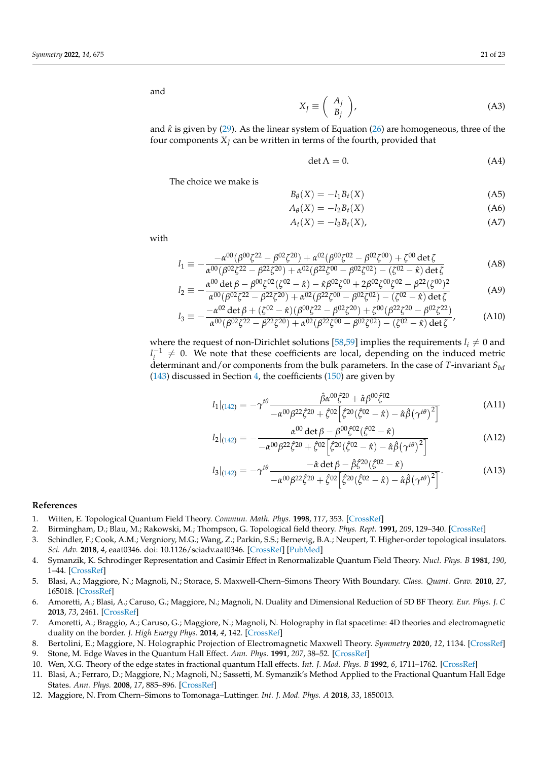and

$$X_J \equiv \begin{pmatrix} A_j \\ B_j \end{pmatrix}, \tag{A3}$$

and $\hat{\kappa}$ is given by (29). As the linear system of Equation (26) are homogeneous, three of the four components $X_J$ can be written in terms of the fourth, provided that

$$\det \Lambda = 0. \tag{A4}$$

The choice we make is

$$B_\theta(X) = -l_1 B_t(X) \tag{A5}$$

$$A_\theta(X) = -l_2 B_t(X) \tag{A6}$$

$$A_t(X) = -l_3 B_t(X), \tag{A7}$$

with

$$l_1 \equiv -\frac{-\alpha^{00}(\beta^{00}\zeta^{22} - \beta^{02}\zeta^{20}) + \alpha^{02}(\beta^{00}\zeta^{02} - \beta^{02}\zeta^{00}) + \zeta^{00}\det\zeta}{\alpha^{00}(\beta^{02}\zeta^{22} - \beta^{22}\zeta^{20}) + \alpha^{02}(\beta^{22}\zeta^{00} - \beta^{02}\zeta^{02}) - (\zeta^{02} - \hat{\kappa})\det\zeta} \tag{A8}$$

$$l_2 \equiv -\frac{\alpha^{00}\det\beta - \beta^{00}\zeta^{02}(\zeta^{02} - \hat{\kappa}) - \hat{\kappa}\beta^{02}\zeta^{00} + 2\beta^{02}\zeta^{00}\zeta^{02} - \beta^{22}(\zeta^{00})^2}{\alpha^{00}(\beta^{02}\zeta^{22} - \beta^{22}\zeta^{20}) + \alpha^{02}(\beta^{22}\zeta^{00} - \beta^{02}\zeta^{02}) - (\zeta^{02} - \hat{\kappa})\det\zeta} \tag{A9}$$

$$l_3 \equiv -\frac{-\alpha^{02}\det\beta + (\zeta^{02} - \hat{\kappa})(\beta^{00}\zeta^{22} - \beta^{02}\zeta^{20}) + \zeta^{00}(\beta^{22}\zeta^{20} - \beta^{02}\zeta^{22})}{\alpha^{00}(\beta^{02}\zeta^{22} - \beta^{22}\zeta^{20}) + \alpha^{02}(\beta^{22}\zeta^{00} - \beta^{02}\zeta^{02}) - (\zeta^{02} - \hat{\kappa})\det\zeta}, \tag{A10}$$

where the request of non-Dirichlet solutions [58,59] implies the requirements $l_i \neq 0$ and $l_i^{-1} \neq 0$. We note that these coefficients are local, depending on the induced metric determinant and/or components from the bulk parameters. In the case of $T$-invariant $S_{bd}$ (143) discussed in Section 4, the coefficients (150) are given by

$$l_1|_{(142)} = -\gamma^{t\theta}\frac{\hat{\beta}\alpha^{00}\hat{\zeta}^{20} + \hat{\alpha}\beta^{00}\hat{\zeta}^{02}}{-\alpha^{00}\beta^{22}\hat{\zeta}^{20} + \hat{\zeta}^{02}\left[\hat{\zeta}^{20}(\hat{\zeta}^{02} - \hat{\kappa}) - \hat{\alpha}\hat{\beta}\left(\gamma^{t\theta}\right)^2\right]} \tag{A11}$$

$$l_2|_{(142)} = -\frac{\alpha^{00}\det\beta - \beta^{00}\hat{\zeta}^{02}(\hat{\zeta}^{02} - \hat{\kappa})}{-\alpha^{00}\beta^{22}\hat{\zeta}^{20} + \hat{\zeta}^{02}\left[\hat{\zeta}^{20}(\hat{\zeta}^{02} - \hat{\kappa}) - \hat{\alpha}\hat{\beta}\left(\gamma^{t\theta}\right)^2\right]} \tag{A12}$$

$$l_3|_{(142)} = -\gamma^{t\theta}\frac{-\hat{\alpha}\det\beta - \hat{\beta}\hat{\zeta}^{20}(\hat{\zeta}^{02} - \hat{\kappa})}{-\alpha^{00}\beta^{22}\hat{\zeta}^{20} + \hat{\zeta}^{02}\left[\hat{\zeta}^{20}(\hat{\zeta}^{02} - \hat{\kappa}) - \hat{\alpha}\hat{\beta}\left(\gamma^{t\theta}\right)^2\right]}. \tag{A13}$$

## References

1. Witten, E. Topological Quantum Field Theory. *Commun. Math. Phys.* **1998**, *117*, 353. [CrossRef]
2. Birmingham, D.; Blau, M.; Rakowski, M.; Thompson, G. Topological field theory. *Phys. Rept.* **1991,** *209*, 129–340. [CrossRef]
3. Schindler, F.; Cook, A.M.; Vergniory, M.G.; Wang, Z.; Parkin, S.S.; Bernevig, B.A.; Neupert, T. Higher-order topological insulators. *Sci. Adv.* **2018**, *4*, eaat0346. doi: 10.1126/sciadv.aat0346. [CrossRef] [PubMed]
4. Symanzik, K. Schrodinger Representation and Casimir Effect in Renormalizable Quantum Field Theory. *Nucl. Phys. B* **1981**, *190*, 1–44. [CrossRef]
5. Blasi, A.; Maggiore, N.; Magnoli, N.; Storace, S. Maxwell-Chern–Simons Theory With Boundary. *Class. Quant. Grav.* **2010**, *27*, 165018. [CrossRef]
6. Amoretti, A.; Blasi, A.; Caruso, G.; Maggiore, N.; Magnoli, N. Duality and Dimensional Reduction of 5D BF Theory. *Eur. Phys. J. C* **2013**, *73*, 2461. [CrossRef]
7. Amoretti, A.; Braggio, A.; Caruso, G.; Maggiore, N.; Magnoli, N. Holography in flat spacetime: 4D theories and electromagnetic duality on the border. *J. High Energy Phys.* **2014**, *4*, 142. [CrossRef]
8. Bertolini, E.; Maggiore, N. Holographic Projection of Electromagnetic Maxwell Theory. *Symmetry* **2020**, *12*, 1134. [CrossRef]
9. Stone, M. Edge Waves in the Quantum Hall Effect. *Ann. Phys.* **1991**, *207*, 38–52. [CrossRef]
10. Wen, X.G. Theory of the edge states in fractional quantum Hall effects. *Int. J. Mod. Phys. B* **1992**, *6*, 1711–1762. [CrossRef]
11. Blasi, A.; Ferraro, D.; Maggiore, N.; Magnoli, N.; Sassetti, M. Symanzik's Method Applied to the Fractional Quantum Hall Edge States. *Ann. Phys.* **2008**, *17*, 885–896. [CrossRef]
12. Maggiore, N. From Chern–Simons to Tomonaga–Luttinger. *Int. J. Mod. Phys. A* **2018**, *33*, 1850013.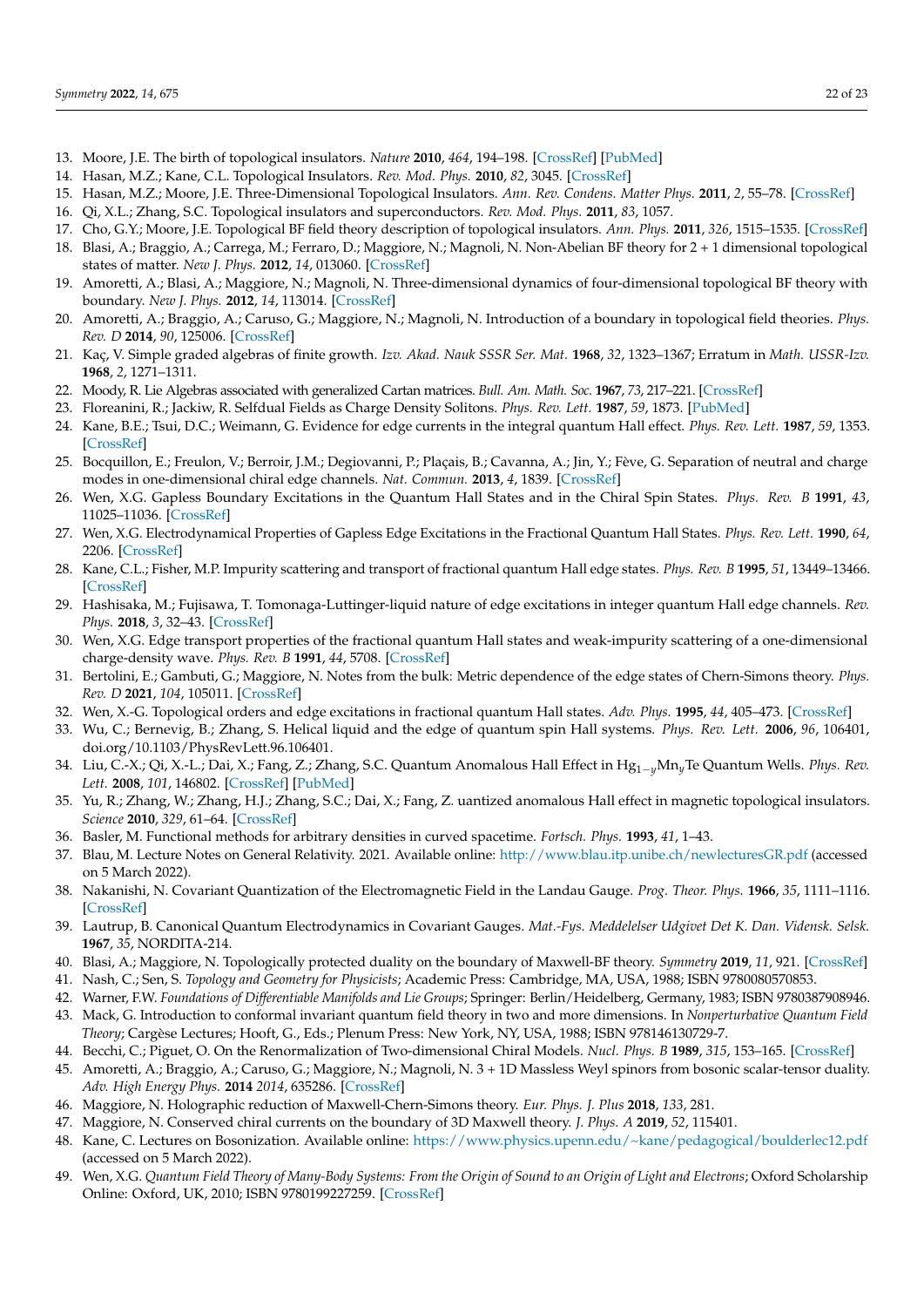13. Moore, J.E. The birth of topological insulators. *Nature* **2010**, *464*, 194–198. [CrossRef] [PubMed]
14. Hasan, M.Z.; Kane, C.L. Topological Insulators. *Rev. Mod. Phys.* **2010**, *82*, 3045. [CrossRef]
15. Hasan, M.Z.; Moore, J.E. Three-Dimensional Topological Insulators. *Ann. Rev. Condens. Matter Phys.* **2011**, *2*, 55–78. [CrossRef]
16. Qi, X.L.; Zhang, S.C. Topological insulators and superconductors. *Rev. Mod. Phys.* **2011**, *83*, 1057.
17. Cho, G.Y.; Moore, J.E. Topological BF field theory description of topological insulators. *Ann. Phys.* **2011**, *326*, 1515–1535. [CrossRef]
18. Blasi, A.; Braggio, A.; Carrega, M.; Ferraro, D.; Maggiore, N.; Magnoli, N. Non-Abelian BF theory for 2 + 1 dimensional topological states of matter. *New J. Phys.* **2012**, *14*, 013060. [CrossRef]
19. Amoretti, A.; Blasi, A.; Maggiore, N.; Magnoli, N. Three-dimensional dynamics of four-dimensional topological BF theory with boundary. *New J. Phys.* **2012**, *14*, 113014. [CrossRef]
20. Amoretti, A.; Braggio, A.; Caruso, G.; Maggiore, N.; Magnoli, N. Introduction of a boundary in topological field theories. *Phys. Rev. D* **2014**, *90*, 125006. [CrossRef]
21. Kaç, V. Simple graded algebras of finite growth. *Izv. Akad. Nauk SSSR Ser. Mat.* **1968**, *32*, 1323–1367; Erratum in *Math. USSR-Izv.* **1968**, *2*, 1271–1311.
22. Moody, R. Lie Algebras associated with generalized Cartan matrices. *Bull. Am. Math. Soc.* **1967**, *73*, 217–221. [CrossRef]
23. Floreanini, R.; Jackiw, R. Selfdual Fields as Charge Density Solitons. *Phys. Rev. Lett.* **1987**, *59*, 1873. [PubMed]
24. Kane, B.E.; Tsui, D.C.; Weimann, G. Evidence for edge currents in the integral quantum Hall effect. *Phys. Rev. Lett.* **1987**, *59*, 1353. [CrossRef]
25. Bocquillon, E.; Freulon, V.; Berroir, J.M.; Degiovanni, P.; Plaçais, B.; Cavanna, A.; Jin, Y.; Fève, G. Separation of neutral and charge modes in one-dimensional chiral edge channels. *Nat. Commun.* **2013**, *4*, 1839. [CrossRef]
26. Wen, X.G. Gapless Boundary Excitations in the Quantum Hall States and in the Chiral Spin States. *Phys. Rev. B* **1991**, *43*, 11025–11036. [CrossRef]
27. Wen, X.G. Electrodynamical Properties of Gapless Edge Excitations in the Fractional Quantum Hall States. *Phys. Rev. Lett.* **1990**, *64*, 2206. [CrossRef]
28. Kane, C.L.; Fisher, M.P. Impurity scattering and transport of fractional quantum Hall edge states. *Phys. Rev. B* **1995**, *51*, 13449–13466. [CrossRef]
29. Hashisaka, M.; Fujisawa, T. Tomonaga-Luttinger-liquid nature of edge excitations in integer quantum Hall edge channels. *Rev. Phys.* **2018**, *3*, 32–43. [CrossRef]
30. Wen, X.G. Edge transport properties of the fractional quantum Hall states and weak-impurity scattering of a one-dimensional charge-density wave. *Phys. Rev. B* **1991**, *44*, 5708. [CrossRef]
31. Bertolini, E.; Gambuti, G.; Maggiore, N. Notes from the bulk: Metric dependence of the edge states of Chern-Simons theory. *Phys. Rev. D* **2021**, *104*, 105011. [CrossRef]
32. Wen, X.-G. Topological orders and edge excitations in fractional quantum Hall states. *Adv. Phys.* **1995**, *44*, 405–473. [CrossRef]
33. Wu, C.; Bernevig, B.; Zhang, S. Helical liquid and the edge of quantum spin Hall systems. *Phys. Rev. Lett.* **2006**, *96*, 106401, doi.org/10.1103/PhysRevLett.96.106401.
34. Liu, C.-X.; Qi, X.-L.; Dai, X.; Fang, Z.; Zhang, S.C. Quantum Anomalous Hall Effect in $Hg_{1-y}Mn_yTe$ Quantum Wells. *Phys. Rev. Lett.* **2008**, *101*, 146802. [CrossRef] [PubMed]
35. Yu, R.; Zhang, W.; Zhang, H.J.; Zhang, S.C.; Dai, X.; Fang, Z. uantized anomalous Hall effect in magnetic topological insulators. *Science* **2010**, *329*, 61–64. [CrossRef]
36. Basler, M. Functional methods for arbitrary densities in curved spacetime. *Fortsch. Phys.* **1993**, *41*, 1–43.
37. Blau, M. Lecture Notes on General Relativity. 2021. Available online: http://www.blau.itp.unibe.ch/newlecturesGR.pdf (accessed on 5 March 2022).
38. Nakanishi, N. Covariant Quantization of the Electromagnetic Field in the Landau Gauge. *Prog. Theor. Phys.* **1966**, *35*, 1111–1116. [CrossRef]
39. Lautrup, B. Canonical Quantum Electrodynamics in Covariant Gauges. *Mat.-Fys. Meddelelser Udgivet Det K. Dan. Vidensk. Selsk.* **1967**, *35*, NORDITA-214.
40. Blasi, A.; Maggiore, N. Topologically protected duality on the boundary of Maxwell-BF theory. *Symmetry* **2019**, *11*, 921. [CrossRef]
41. Nash, C.; Sen, S. *Topology and Geometry for Physicists*; Academic Press: Cambridge, MA, USA, 1988; ISBN 9780080570853.
42. Warner, F.W. *Foundations of Differentiable Manifolds and Lie Groups*; Springer: Berlin/Heidelberg, Germany, 1983; ISBN 9780387908946.
43. Mack, G. Introduction to conformal invariant quantum field theory in two and more dimensions. In *Nonperturbative Quantum Field Theory*; Cargèse Lectures; Hooft, G., Eds.; Plenum Press: New York, NY, USA, 1988; ISBN 978146130729-7.
44. Becchi, C.; Piguet, O. On the Renormalization of Two-dimensional Chiral Models. *Nucl. Phys. B* **1989**, *315*, 153–165. [CrossRef]
45. Amoretti, A.; Braggio, A.; Caruso, G.; Maggiore, N.; Magnoli, N. 3 + 1D Massless Weyl spinors from bosonic scalar-tensor duality. *Adv. High Energy Phys.* **2014** *2014*, 635286. [CrossRef]
46. Maggiore, N. Holographic reduction of Maxwell-Chern-Simons theory. *Eur. Phys. J. Plus* **2018**, *133*, 281.
47. Maggiore, N. Conserved chiral currents on the boundary of 3D Maxwell theory. *J. Phys. A* **2019**, *52*, 115401.
48. Kane, C. Lectures on Bosonization. Available online: https://www.physics.upenn.edu/~kane/pedagogical/boulderlec12.pdf (accessed on 5 March 2022).
49. Wen, X.G. *Quantum Field Theory of Many-Body Systems: From the Origin of Sound to an Origin of Light and Electrons*; Oxford Scholarship Online: Oxford, UK, 2010; ISBN 9780199227259. [CrossRef]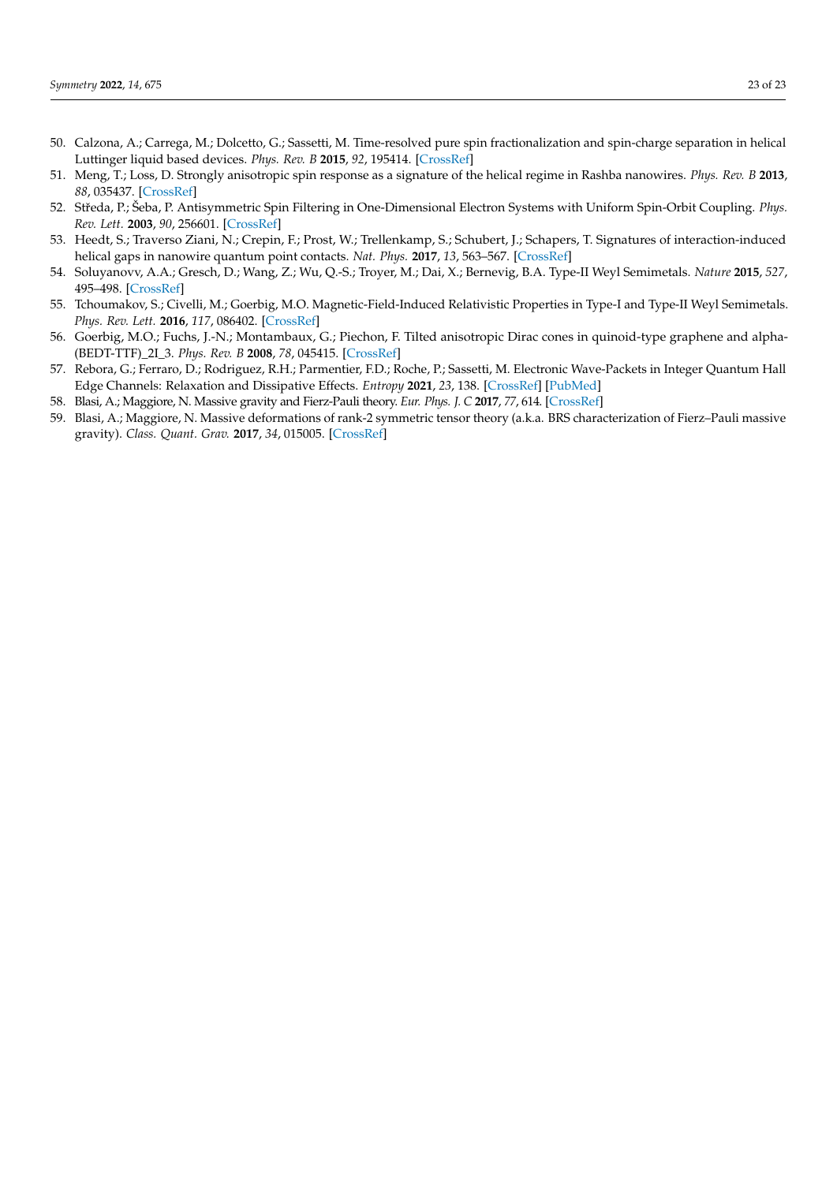50. Calzona, A.; Carrega, M.; Dolcetto, G.; Sassetti, M. Time-resolved pure spin fractionalization and spin-charge separation in helical Luttinger liquid based devices. *Phys. Rev. B* **2015**, *92*, 195414. [CrossRef]
51. Meng, T.; Loss, D. Strongly anisotropic spin response as a signature of the helical regime in Rashba nanowires. *Phys. Rev. B* **2013**, *88*, 035437. [CrossRef]
52. Středa, P.; Šeba, P. Antisymmetric Spin Filtering in One-Dimensional Electron Systems with Uniform Spin-Orbit Coupling. *Phys. Rev. Lett.* **2003**, *90*, 256601. [CrossRef]
53. Heedt, S.; Traverso Ziani, N.; Crepin, F.; Prost, W.; Trellenkamp, S.; Schubert, J.; Schapers, T. Signatures of interaction-induced helical gaps in nanowire quantum point contacts. *Nat. Phys.* **2017**, *13*, 563–567. [CrossRef]
54. Soluyanovv, A.A.; Gresch, D.; Wang, Z.; Wu, Q.-S.; Troyer, M.; Dai, X.; Bernevig, B.A. Type-II Weyl Semimetals. *Nature* **2015**, *527*, 495–498. [CrossRef]
55. Tchoumakov, S.; Civelli, M.; Goerbig, M.O. Magnetic-Field-Induced Relativistic Properties in Type-I and Type-II Weyl Semimetals. *Phys. Rev. Lett.* **2016**, *117*, 086402. [CrossRef]
56. Goerbig, M.O.; Fuchs, J.-N.; Montambaux, G.; Piechon, F. Tilted anisotropic Dirac cones in quinoid-type graphene and alpha-(BEDT-TTF)_2I_3. *Phys. Rev. B* **2008**, *78*, 045415. [CrossRef]
57. Rebora, G.; Ferraro, D.; Rodriguez, R.H.; Parmentier, F.D.; Roche, P.; Sassetti, M. Electronic Wave-Packets in Integer Quantum Hall Edge Channels: Relaxation and Dissipative Effects. *Entropy* **2021**, *23*, 138. [CrossRef] [PubMed]
58. Blasi, A.; Maggiore, N. Massive gravity and Fierz-Pauli theory. *Eur. Phys. J. C* **2017**, *77*, 614. [CrossRef]
59. Blasi, A.; Maggiore, N. Massive deformations of rank-2 symmetric tensor theory (a.k.a. BRS characterization of Fierz–Pauli massive gravity). *Class. Quant. Grav.* **2017**, *34*, 015005. [CrossRef]